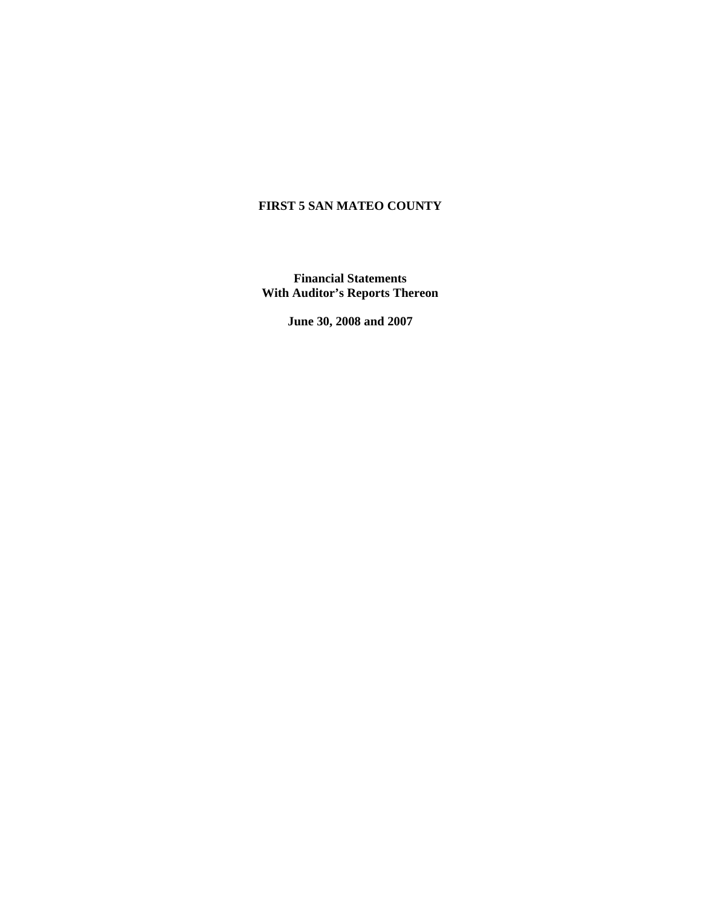# FIRST 5 SAN MATEO COUNTY

**Financial Statements**
**With Auditor's Reports Thereon**

**June 30, 2008 and 2007**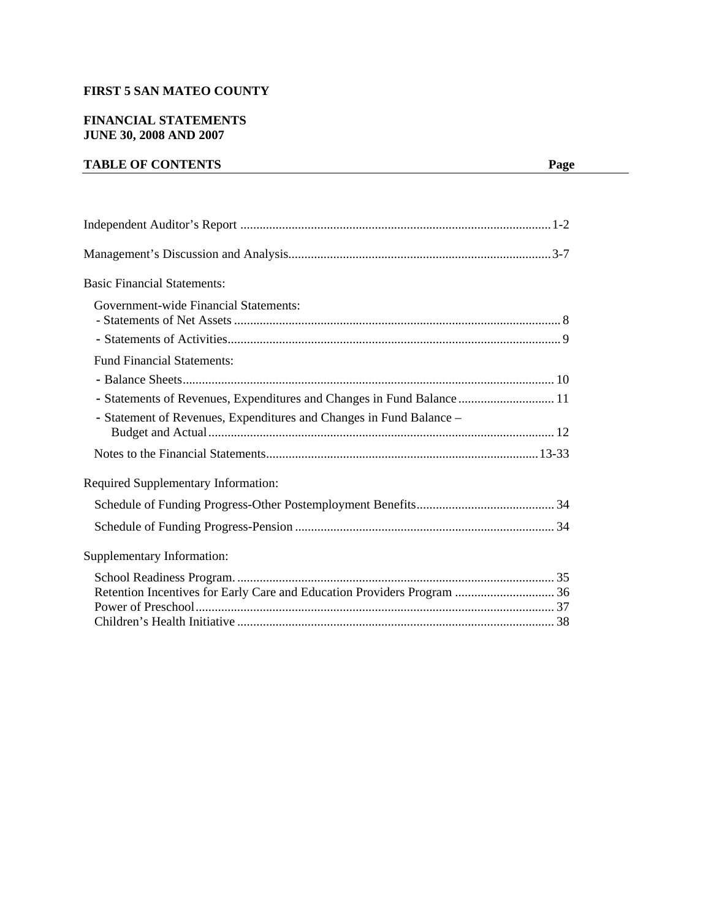**FIRST 5 SAN MATEO COUNTY**

**FINANCIAL STATEMENTS**
**JUNE 30, 2008 AND 2007**

| **TABLE OF CONTENTS** | **Page** |
|---|---|
| Independent Auditor's Report | 1-2 |
| Management's Discussion and Analysis | 3-7 |
| Basic Financial Statements: | |
| Government-wide Financial Statements: | |
| - Statements of Net Assets | 8 |
| - Statements of Activities | 9 |
| Fund Financial Statements: | |
| - Balance Sheets | 10 |
| - Statements of Revenues, Expenditures and Changes in Fund Balance | 11 |
| - Statement of Revenues, Expenditures and Changes in Fund Balance – Budget and Actual | 12 |
| Notes to the Financial Statements | 13-33 |
| Required Supplementary Information: | |
| Schedule of Funding Progress-Other Postemployment Benefits | 34 |
| Schedule of Funding Progress-Pension | 34 |
| Supplementary Information: | |
| School Readiness Program. | 35 |
| Retention Incentives for Early Care and Education Providers Program | 36 |
| Power of Preschool | 37 |
| Children's Health Initiative | 38 |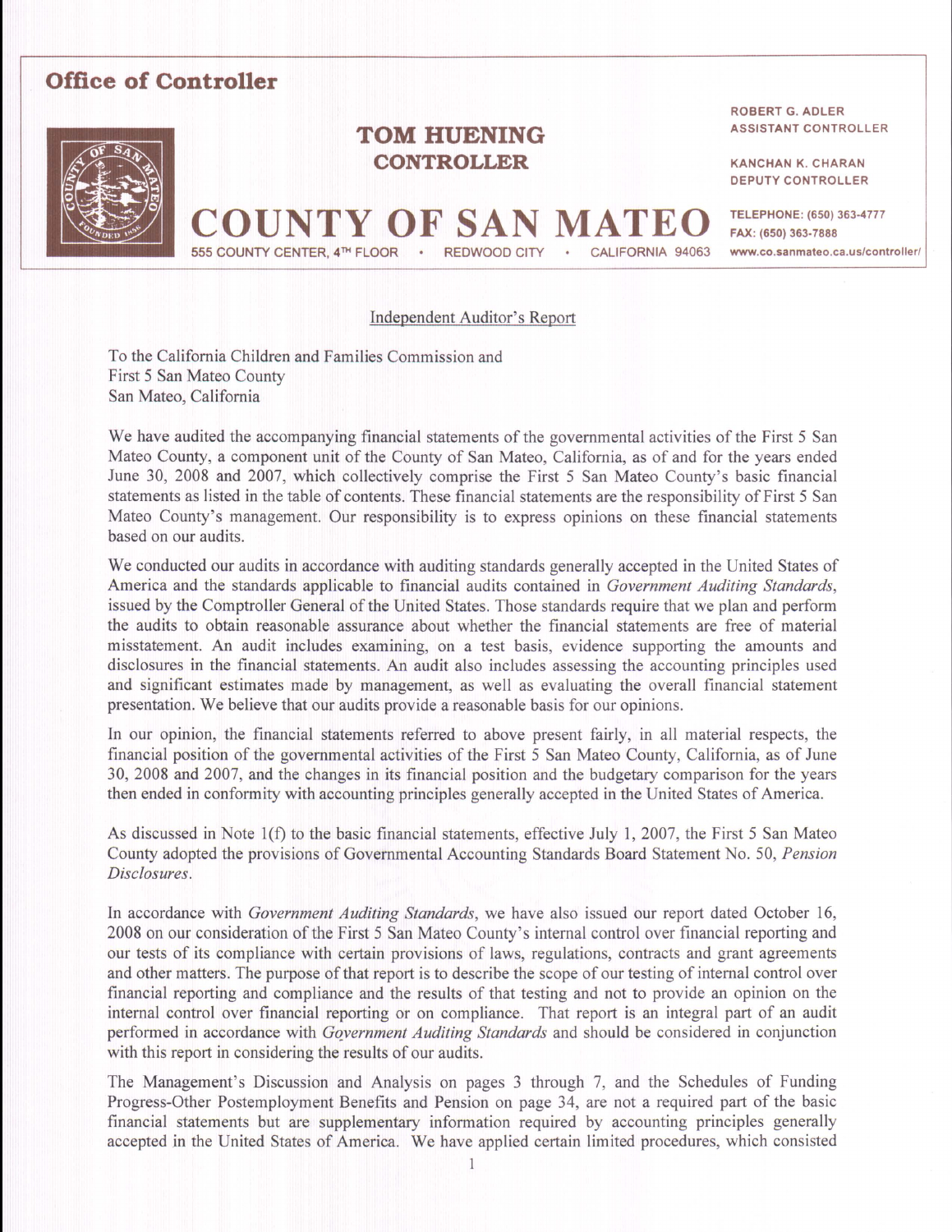## Office of Controller

**TOM HUENING**
**CONTROLLER**

# COUNTY OF SAN MATEO

555 COUNTY CENTER, 4TH FLOOR • REDWOOD CITY • CALIFORNIA 94063

ROBERT G. ADLER
ASSISTANT CONTROLLER

KANCHAN K. CHARAN
DEPUTY CONTROLLER

TELEPHONE: (650) 363-4777
FAX: (650) 363-7888
www.co.sanmateo.ca.us/controller/

Independent Auditor's Report

To the California Children and Families Commission and
First 5 San Mateo County
San Mateo, California

We have audited the accompanying financial statements of the governmental activities of the First 5 San Mateo County, a component unit of the County of San Mateo, California, as of and for the years ended June 30, 2008 and 2007, which collectively comprise the First 5 San Mateo County's basic financial statements as listed in the table of contents. These financial statements are the responsibility of First 5 San Mateo County's management. Our responsibility is to express opinions on these financial statements based on our audits.

We conducted our audits in accordance with auditing standards generally accepted in the United States of America and the standards applicable to financial audits contained in *Government Auditing Standards*, issued by the Comptroller General of the United States. Those standards require that we plan and perform the audits to obtain reasonable assurance about whether the financial statements are free of material misstatement. An audit includes examining, on a test basis, evidence supporting the amounts and disclosures in the financial statements. An audit also includes assessing the accounting principles used and significant estimates made by management, as well as evaluating the overall financial statement presentation. We believe that our audits provide a reasonable basis for our opinions.

In our opinion, the financial statements referred to above present fairly, in all material respects, the financial position of the governmental activities of the First 5 San Mateo County, California, as of June 30, 2008 and 2007, and the changes in its financial position and the budgetary comparison for the years then ended in conformity with accounting principles generally accepted in the United States of America.

As discussed in Note 1(f) to the basic financial statements, effective July 1, 2007, the First 5 San Mateo County adopted the provisions of Governmental Accounting Standards Board Statement No. 50, *Pension Disclosures*.

In accordance with *Government Auditing Standards*, we have also issued our report dated October 16, 2008 on our consideration of the First 5 San Mateo County's internal control over financial reporting and our tests of its compliance with certain provisions of laws, regulations, contracts and grant agreements and other matters. The purpose of that report is to describe the scope of our testing of internal control over financial reporting and compliance and the results of that testing and not to provide an opinion on the internal control over financial reporting or on compliance. That report is an integral part of an audit performed in accordance with *Government Auditing Standards* and should be considered in conjunction with this report in considering the results of our audits.

The Management's Discussion and Analysis on pages 3 through 7, and the Schedules of Funding Progress-Other Postemployment Benefits and Pension on page 34, are not a required part of the basic financial statements but are supplementary information required by accounting principles generally accepted in the United States of America. We have applied certain limited procedures, which consisted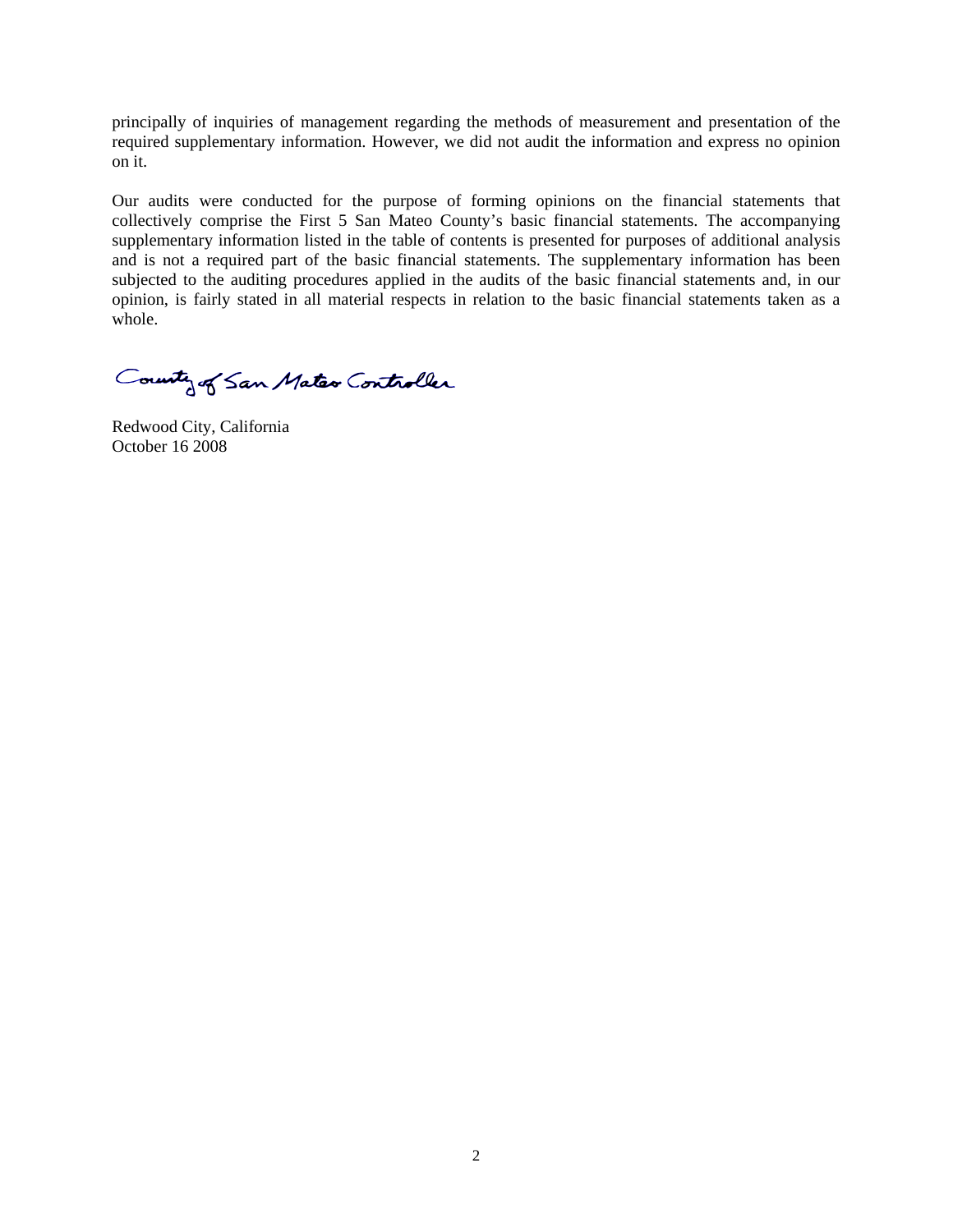principally of inquiries of management regarding the methods of measurement and presentation of the required supplementary information. However, we did not audit the information and express no opinion on it.

Our audits were conducted for the purpose of forming opinions on the financial statements that collectively comprise the First 5 San Mateo County's basic financial statements. The accompanying supplementary information listed in the table of contents is presented for purposes of additional analysis and is not a required part of the basic financial statements. The supplementary information has been subjected to the auditing procedures applied in the audits of the basic financial statements and, in our opinion, is fairly stated in all material respects in relation to the basic financial statements taken as a whole.

County of San Mateo Controller

Redwood City, California
October 16 2008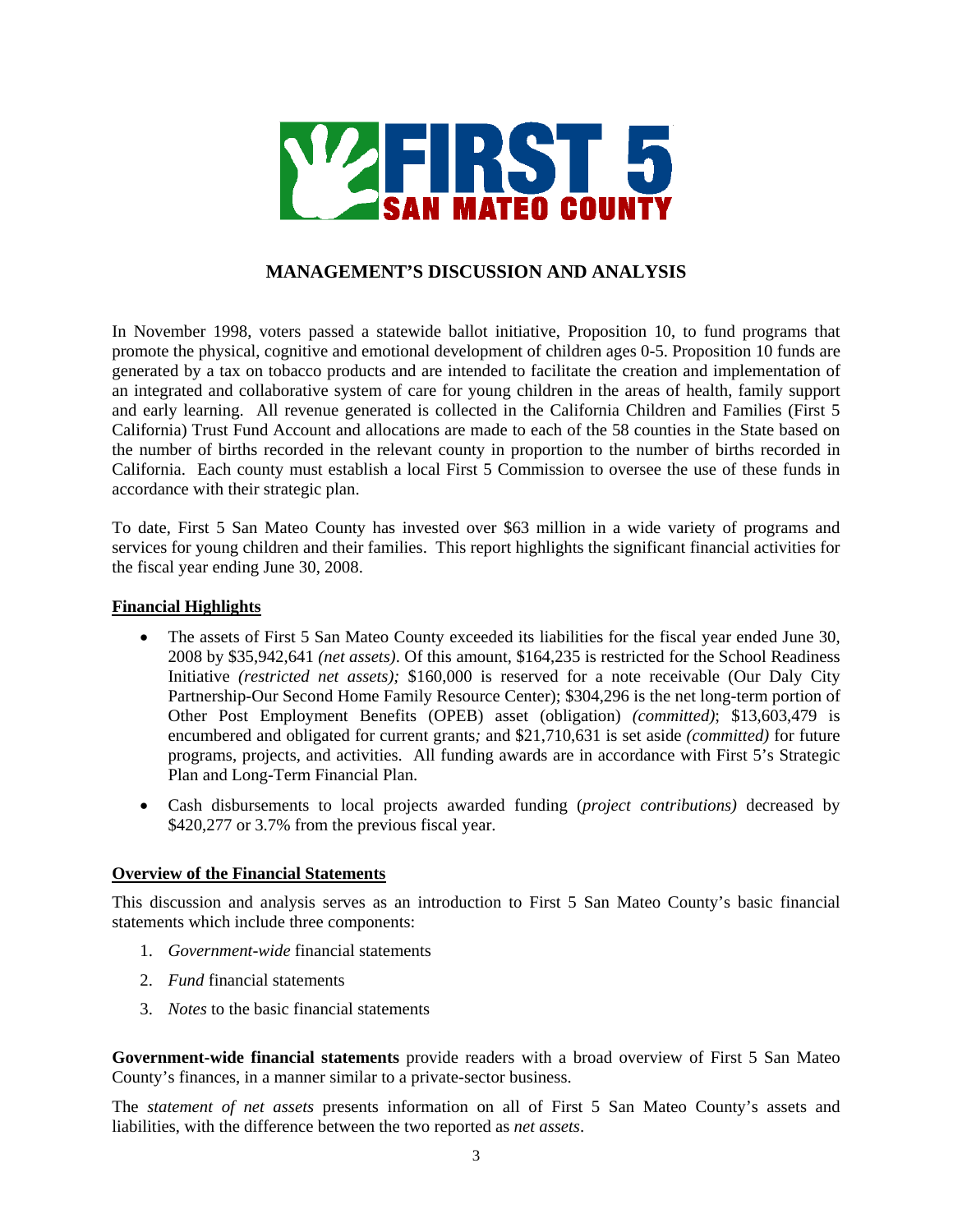FIRST 5 SAN MATEO COUNTY

## MANAGEMENT'S DISCUSSION AND ANALYSIS

In November 1998, voters passed a statewide ballot initiative, Proposition 10, to fund programs that promote the physical, cognitive and emotional development of children ages 0-5. Proposition 10 funds are generated by a tax on tobacco products and are intended to facilitate the creation and implementation of an integrated and collaborative system of care for young children in the areas of health, family support and early learning. All revenue generated is collected in the California Children and Families (First 5 California) Trust Fund Account and allocations are made to each of the 58 counties in the State based on the number of births recorded in the relevant county in proportion to the number of births recorded in California. Each county must establish a local First 5 Commission to oversee the use of these funds in accordance with their strategic plan.

To date, First 5 San Mateo County has invested over $63 million in a wide variety of programs and services for young children and their families. This report highlights the significant financial activities for the fiscal year ending June 30, 2008.

### Financial Highlights

- The assets of First 5 San Mateo County exceeded its liabilities for the fiscal year ended June 30, 2008 by $35,942,641 *(net assets)*. Of this amount, $164,235 is restricted for the School Readiness Initiative *(restricted net assets);* $160,000 is reserved for a note receivable (Our Daly City Partnership-Our Second Home Family Resource Center); $304,296 is the net long-term portion of Other Post Employment Benefits (OPEB) asset (obligation) *(committed)*; $13,603,479 is encumbered and obligated for current grants*;* and $21,710,631 is set aside *(committed)* for future programs, projects, and activities. All funding awards are in accordance with First 5's Strategic Plan and Long-Term Financial Plan.
- Cash disbursements to local projects awarded funding (*project contributions)* decreased by $420,277 or 3.7% from the previous fiscal year.

### Overview of the Financial Statements

This discussion and analysis serves as an introduction to First 5 San Mateo County's basic financial statements which include three components:

1. *Government-wide* financial statements
2. *Fund* financial statements
3. *Notes* to the basic financial statements

**Government-wide financial statements** provide readers with a broad overview of First 5 San Mateo County's finances, in a manner similar to a private-sector business.

The *statement of net assets* presents information on all of First 5 San Mateo County's assets and liabilities, with the difference between the two reported as *net assets*.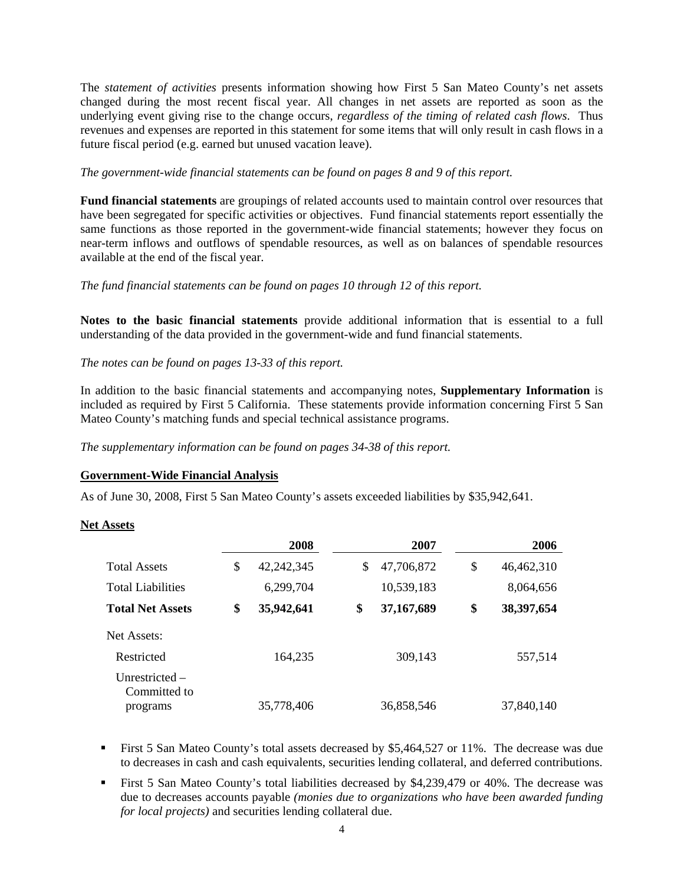The *statement of activities* presents information showing how First 5 San Mateo County's net assets changed during the most recent fiscal year. All changes in net assets are reported as soon as the underlying event giving rise to the change occurs, *regardless of the timing of related cash flows*. Thus revenues and expenses are reported in this statement for some items that will only result in cash flows in a future fiscal period (e.g. earned but unused vacation leave).

*The government-wide financial statements can be found on pages 8 and 9 of this report.*

**Fund financial statements** are groupings of related accounts used to maintain control over resources that have been segregated for specific activities or objectives. Fund financial statements report essentially the same functions as those reported in the government-wide financial statements; however they focus on near-term inflows and outflows of spendable resources, as well as on balances of spendable resources available at the end of the fiscal year.

*The fund financial statements can be found on pages 10 through 12 of this report.*

**Notes to the basic financial statements** provide additional information that is essential to a full understanding of the data provided in the government-wide and fund financial statements.

*The notes can be found on pages 13-33 of this report.*

In addition to the basic financial statements and accompanying notes, **Supplementary Information** is included as required by First 5 California. These statements provide information concerning First 5 San Mateo County's matching funds and special technical assistance programs.

*The supplementary information can be found on pages 34-38 of this report.*

## Government-Wide Financial Analysis

As of June 30, 2008, First 5 San Mateo County's assets exceeded liabilities by $35,942,641.

### Net Assets

| | 2008 | 2007 | 2006 |
|---|---|---|---|
| Total Assets | $ 42,242,345 | $ 47,706,872 | $ 46,462,310 |
| Total Liabilities | 6,299,704 | 10,539,183 | 8,064,656 |
| **Total Net Assets** | **$ 35,942,641** | **$ 37,167,689** | **$ 38,397,654** |
| Net Assets: | | | |
| Restricted | 164,235 | 309,143 | 557,514 |
| Unrestricted – Committed to programs | 35,778,406 | 36,858,546 | 37,840,140 |

- First 5 San Mateo County's total assets decreased by $5,464,527 or 11%. The decrease was due to decreases in cash and cash equivalents, securities lending collateral, and deferred contributions.
- First 5 San Mateo County's total liabilities decreased by $4,239,479 or 40%. The decrease was due to decreases accounts payable *(monies due to organizations who have been awarded funding for local projects)* and securities lending collateral due.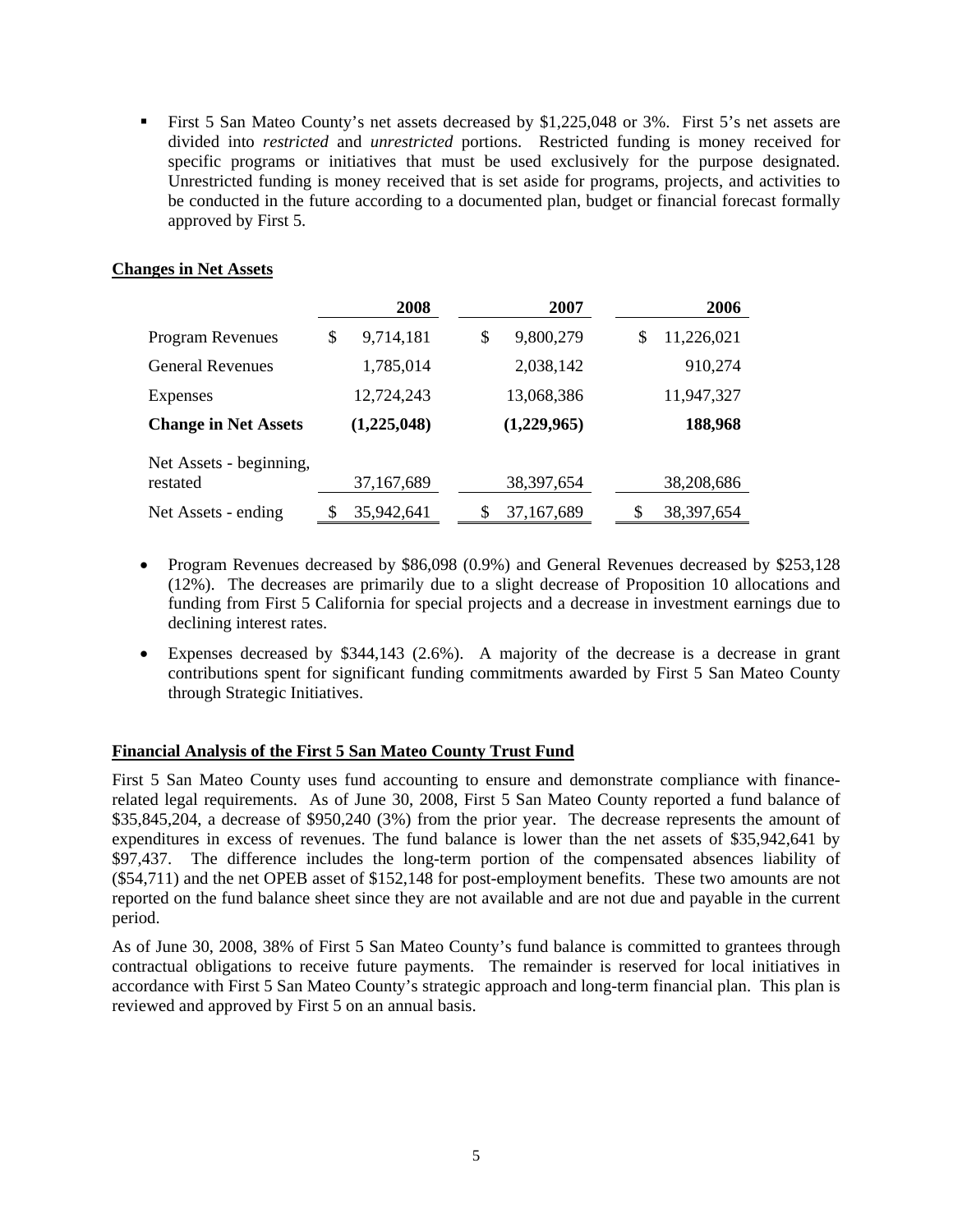- First 5 San Mateo County's net assets decreased by $1,225,048 or 3%. First 5's net assets are divided into *restricted* and *unrestricted* portions. Restricted funding is money received for specific programs or initiatives that must be used exclusively for the purpose designated. Unrestricted funding is money received that is set aside for programs, projects, and activities to be conducted in the future according to a documented plan, budget or financial forecast formally approved by First 5.

**Changes in Net Assets**

| | 2008 | 2007 | 2006 |
|---|---|---|---|
| Program Revenues | $ 9,714,181 | $ 9,800,279 | $ 11,226,021 |
| General Revenues | 1,785,014 | 2,038,142 | 910,274 |
| Expenses | 12,724,243 | 13,068,386 | 11,947,327 |
| **Change in Net Assets** | **(1,225,048)** | **(1,229,965)** | **188,968** |
| Net Assets - beginning, restated | 37,167,689 | 38,397,654 | 38,208,686 |
| Net Assets - ending | $ 35,942,641 | $ 37,167,689 | $ 38,397,654 |

- Program Revenues decreased by $86,098 (0.9%) and General Revenues decreased by $253,128 (12%). The decreases are primarily due to a slight decrease of Proposition 10 allocations and funding from First 5 California for special projects and a decrease in investment earnings due to declining interest rates.
- Expenses decreased by $344,143 (2.6%). A majority of the decrease is a decrease in grant contributions spent for significant funding commitments awarded by First 5 San Mateo County through Strategic Initiatives.

**Financial Analysis of the First 5 San Mateo County Trust Fund**

First 5 San Mateo County uses fund accounting to ensure and demonstrate compliance with finance-related legal requirements. As of June 30, 2008, First 5 San Mateo County reported a fund balance of $35,845,204, a decrease of $950,240 (3%) from the prior year. The decrease represents the amount of expenditures in excess of revenues. The fund balance is lower than the net assets of $35,942,641 by $97,437. The difference includes the long-term portion of the compensated absences liability of ($54,711) and the net OPEB asset of $152,148 for post-employment benefits. These two amounts are not reported on the fund balance sheet since they are not available and are not due and payable in the current period.

As of June 30, 2008, 38% of First 5 San Mateo County's fund balance is committed to grantees through contractual obligations to receive future payments. The remainder is reserved for local initiatives in accordance with First 5 San Mateo County's strategic approach and long-term financial plan. This plan is reviewed and approved by First 5 on an annual basis.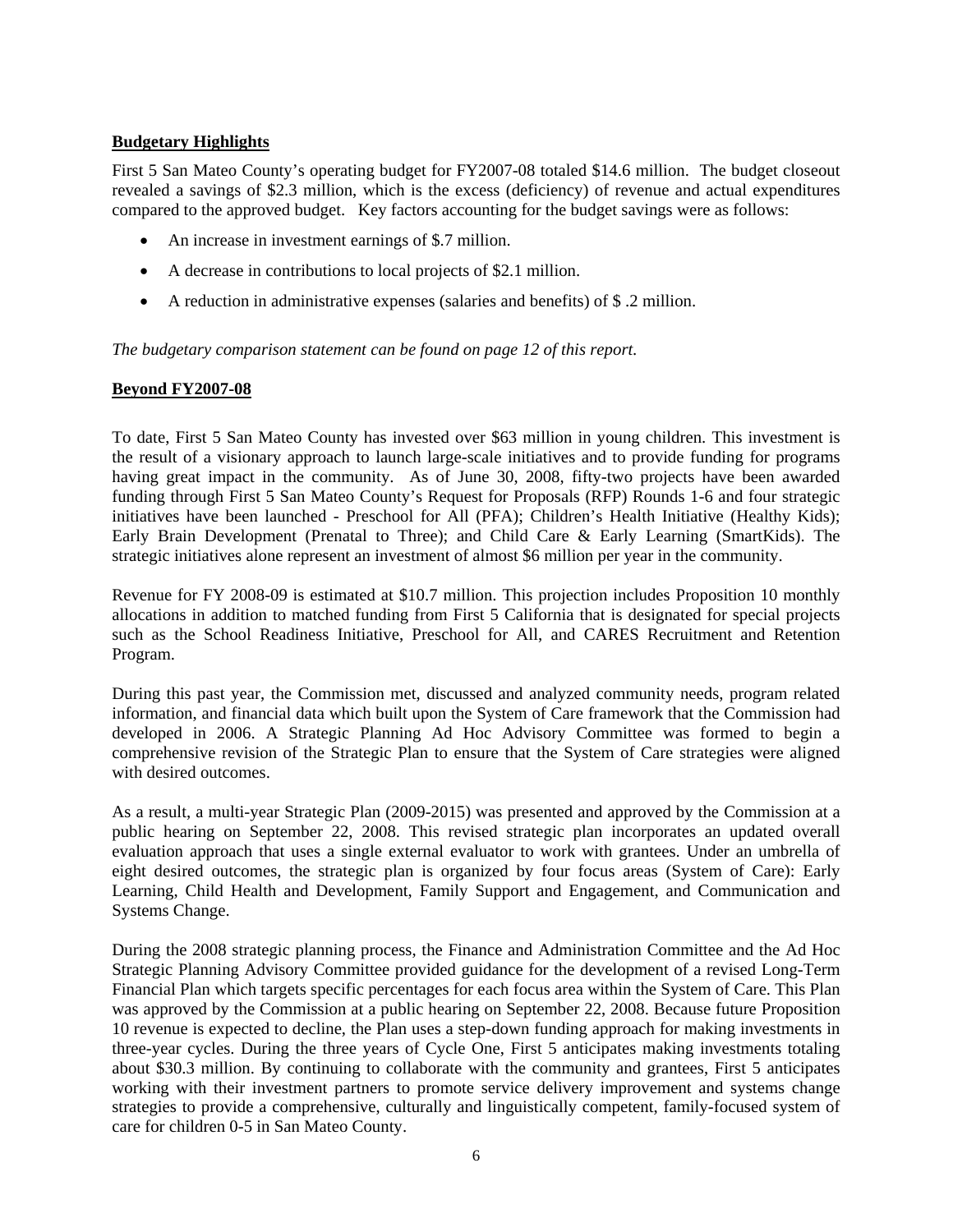**Budgetary Highlights**

First 5 San Mateo County's operating budget for FY2007-08 totaled $14.6 million. The budget closeout revealed a savings of $2.3 million, which is the excess (deficiency) of revenue and actual expenditures compared to the approved budget. Key factors accounting for the budget savings were as follows:

- An increase in investment earnings of $.7 million.
- A decrease in contributions to local projects of $2.1 million.
- A reduction in administrative expenses (salaries and benefits) of $ .2 million.

*The budgetary comparison statement can be found on page 12 of this report.*

**Beyond FY2007-08**

To date, First 5 San Mateo County has invested over $63 million in young children. This investment is the result of a visionary approach to launch large-scale initiatives and to provide funding for programs having great impact in the community. As of June 30, 2008, fifty-two projects have been awarded funding through First 5 San Mateo County's Request for Proposals (RFP) Rounds 1-6 and four strategic initiatives have been launched - Preschool for All (PFA); Children's Health Initiative (Healthy Kids); Early Brain Development (Prenatal to Three); and Child Care & Early Learning (SmartKids). The strategic initiatives alone represent an investment of almost $6 million per year in the community.

Revenue for FY 2008-09 is estimated at $10.7 million. This projection includes Proposition 10 monthly allocations in addition to matched funding from First 5 California that is designated for special projects such as the School Readiness Initiative, Preschool for All, and CARES Recruitment and Retention Program.

During this past year, the Commission met, discussed and analyzed community needs, program related information, and financial data which built upon the System of Care framework that the Commission had developed in 2006. A Strategic Planning Ad Hoc Advisory Committee was formed to begin a comprehensive revision of the Strategic Plan to ensure that the System of Care strategies were aligned with desired outcomes.

As a result, a multi-year Strategic Plan (2009-2015) was presented and approved by the Commission at a public hearing on September 22, 2008. This revised strategic plan incorporates an updated overall evaluation approach that uses a single external evaluator to work with grantees. Under an umbrella of eight desired outcomes, the strategic plan is organized by four focus areas (System of Care): Early Learning, Child Health and Development, Family Support and Engagement, and Communication and Systems Change.

During the 2008 strategic planning process, the Finance and Administration Committee and the Ad Hoc Strategic Planning Advisory Committee provided guidance for the development of a revised Long-Term Financial Plan which targets specific percentages for each focus area within the System of Care. This Plan was approved by the Commission at a public hearing on September 22, 2008. Because future Proposition 10 revenue is expected to decline, the Plan uses a step-down funding approach for making investments in three-year cycles. During the three years of Cycle One, First 5 anticipates making investments totaling about $30.3 million. By continuing to collaborate with the community and grantees, First 5 anticipates working with their investment partners to promote service delivery improvement and systems change strategies to provide a comprehensive, culturally and linguistically competent, family-focused system of care for children 0-5 in San Mateo County.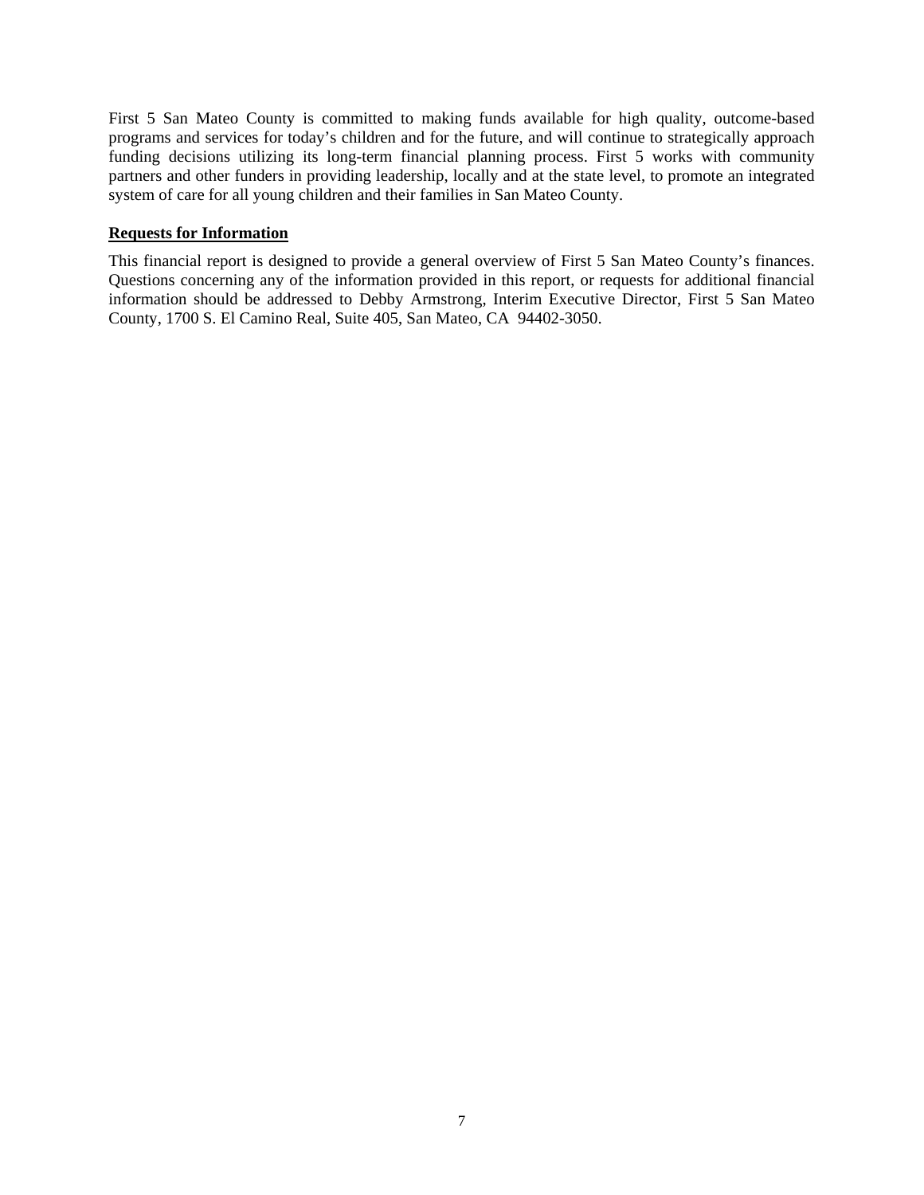First 5 San Mateo County is committed to making funds available for high quality, outcome-based programs and services for today's children and for the future, and will continue to strategically approach funding decisions utilizing its long-term financial planning process. First 5 works with community partners and other funders in providing leadership, locally and at the state level, to promote an integrated system of care for all young children and their families in San Mateo County.

**Requests for Information**

This financial report is designed to provide a general overview of First 5 San Mateo County's finances. Questions concerning any of the information provided in this report, or requests for additional financial information should be addressed to Debby Armstrong, Interim Executive Director, First 5 San Mateo County, 1700 S. El Camino Real, Suite 405, San Mateo, CA 94402-3050.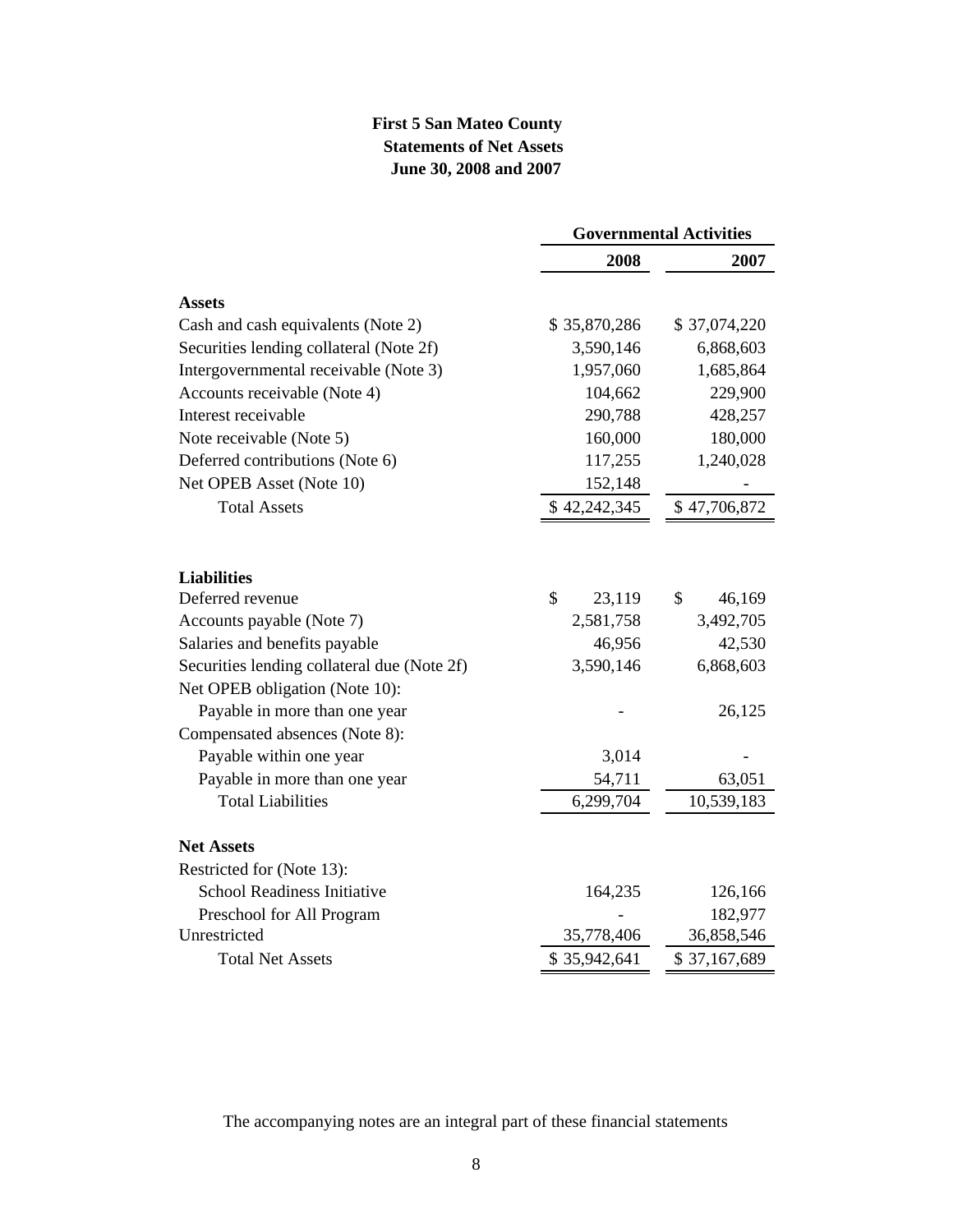**First 5 San Mateo County**
**Statements of Net Assets**
**June 30, 2008 and 2007**

| | Governmental Activities | |
|---|---|---|
| | **2008** | **2007** |
| **Assets** | | |
| Cash and cash equivalents (Note 2) | $ 35,870,286 | $ 37,074,220 |
| Securities lending collateral (Note 2f) | 3,590,146 | 6,868,603 |
| Intergovernmental receivable (Note 3) | 1,957,060 | 1,685,864 |
| Accounts receivable (Note 4) | 104,662 | 229,900 |
| Interest receivable | 290,788 | 428,257 |
| Note receivable (Note 5) | 160,000 | 180,000 |
| Deferred contributions (Note 6) | 117,255 | 1,240,028 |
| Net OPEB Asset (Note 10) | 152,148 | - |
| Total Assets | $ 42,242,345 | $ 47,706,872 |
| **Liabilities** | | |
| Deferred revenue | $ 23,119 | $ 46,169 |
| Accounts payable (Note 7) | 2,581,758 | 3,492,705 |
| Salaries and benefits payable | 46,956 | 42,530 |
| Securities lending collateral due (Note 2f) | 3,590,146 | 6,868,603 |
| Net OPEB obligation (Note 10): | | |
| Payable in more than one year | - | 26,125 |
| Compensated absences (Note 8): | | |
| Payable within one year | 3,014 | - |
| Payable in more than one year | 54,711 | 63,051 |
| Total Liabilities | 6,299,704 | 10,539,183 |
| **Net Assets** | | |
| Restricted for (Note 13): | | |
| School Readiness Initiative | 164,235 | 126,166 |
| Preschool for All Program | - | 182,977 |
| Unrestricted | 35,778,406 | 36,858,546 |
| Total Net Assets | $ 35,942,641 | $ 37,167,689 |

The accompanying notes are an integral part of these financial statements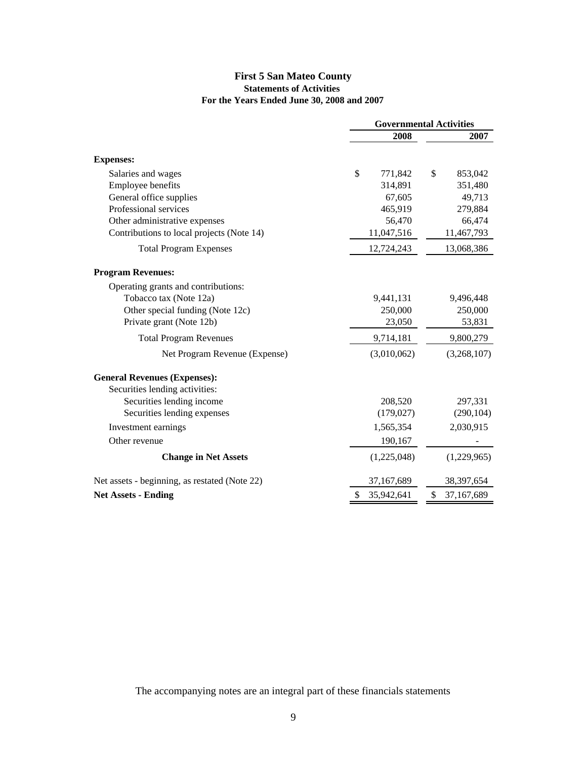# First 5 San Mateo County

## Statements of Activities

### For the Years Ended June 30, 2008 and 2007

| | Governmental Activities | |
|---|---|---|
| | **2008** | **2007** |
| **Expenses:** | | |
| Salaries and wages | $ 771,842 | $ 853,042 |
| Employee benefits | 314,891 | 351,480 |
| General office supplies | 67,605 | 49,713 |
| Professional services | 465,919 | 279,884 |
| Other administrative expenses | 56,470 | 66,474 |
| Contributions to local projects (Note 14) | 11,047,516 | 11,467,793 |
| Total Program Expenses | 12,724,243 | 13,068,386 |
| **Program Revenues:** | | |
| Operating grants and contributions: | | |
| Tobacco tax (Note 12a) | 9,441,131 | 9,496,448 |
| Other special funding (Note 12c) | 250,000 | 250,000 |
| Private grant (Note 12b) | 23,050 | 53,831 |
| Total Program Revenues | 9,714,181 | 9,800,279 |
| Net Program Revenue (Expense) | (3,010,062) | (3,268,107) |
| **General Revenues (Expenses):** | | |
| Securities lending activities: | | |
| Securities lending income | 208,520 | 297,331 |
| Securities lending expenses | (179,027) | (290,104) |
| Investment earnings | 1,565,354 | 2,030,915 |
| Other revenue | 190,167 | - |
| **Change in Net Assets** | (1,225,048) | (1,229,965) |
| Net assets - beginning, as restated (Note 22) | 37,167,689 | 38,397,654 |
| **Net Assets - Ending** | $ 35,942,641 | $ 37,167,689 |

The accompanying notes are an integral part of these financials statements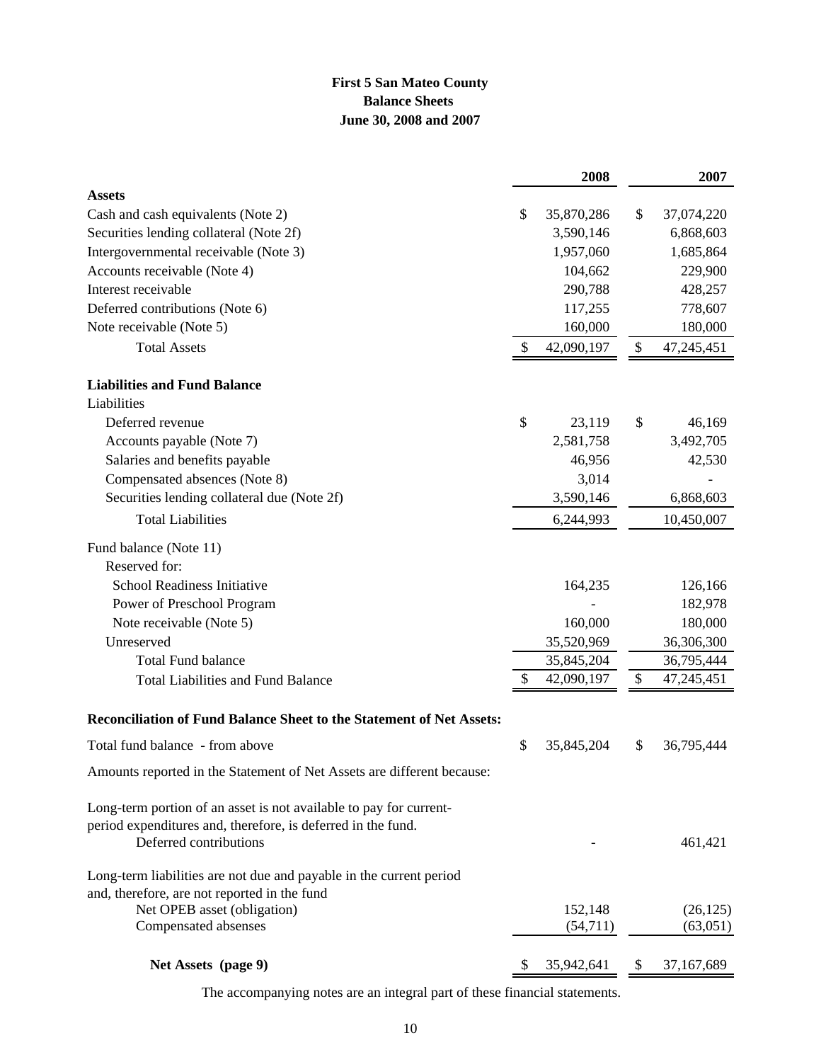# First 5 San Mateo County
## Balance Sheets
### June 30, 2008 and 2007

| | 2008 | 2007 |
|---|---|---|
| **Assets** | | |
| Cash and cash equivalents (Note 2) | $ 35,870,286 | $ 37,074,220 |
| Securities lending collateral (Note 2f) | 3,590,146 | 6,868,603 |
| Intergovernmental receivable (Note 3) | 1,957,060 | 1,685,864 |
| Accounts receivable (Note 4) | 104,662 | 229,900 |
| Interest receivable | 290,788 | 428,257 |
| Deferred contributions (Note 6) | 117,255 | 778,607 |
| Note receivable (Note 5) | 160,000 | 180,000 |
| Total Assets | $ 42,090,197 | $ 47,245,451 |
| **Liabilities and Fund Balance** | | |
| Liabilities | | |
| Deferred revenue | $ 23,119 | $ 46,169 |
| Accounts payable (Note 7) | 2,581,758 | 3,492,705 |
| Salaries and benefits payable | 46,956 | 42,530 |
| Compensated absences (Note 8) | 3,014 | - |
| Securities lending collateral due (Note 2f) | 3,590,146 | 6,868,603 |
| Total Liabilities | 6,244,993 | 10,450,007 |
| Fund balance (Note 11) | | |
| Reserved for: | | |
| School Readiness Initiative | 164,235 | 126,166 |
| Power of Preschool Program | - | 182,978 |
| Note receivable (Note 5) | 160,000 | 180,000 |
| Unreserved | 35,520,969 | 36,306,300 |
| Total Fund balance | 35,845,204 | 36,795,444 |
| Total Liabilities and Fund Balance | $ 42,090,197 | $ 47,245,451 |
| **Reconciliation of Fund Balance Sheet to the Statement of Net Assets:** | | |
| Total fund balance - from above | $ 35,845,204 | $ 36,795,444 |
| Amounts reported in the Statement of Net Assets are different because: | | |
| Long-term portion of an asset is not available to pay for current-period expenditures and, therefore, is deferred in the fund. | | |
| Deferred contributions | - | 461,421 |
| Long-term liabilities are not due and payable in the current period and, therefore, are not reported in the fund | | |
| Net OPEB asset (obligation) | 152,148 | (26,125) |
| Compensated absenses | (54,711) | (63,051) |
| **Net Assets (page 9)** | $ 35,942,641 | $ 37,167,689 |

The accompanying notes are an integral part of these financial statements.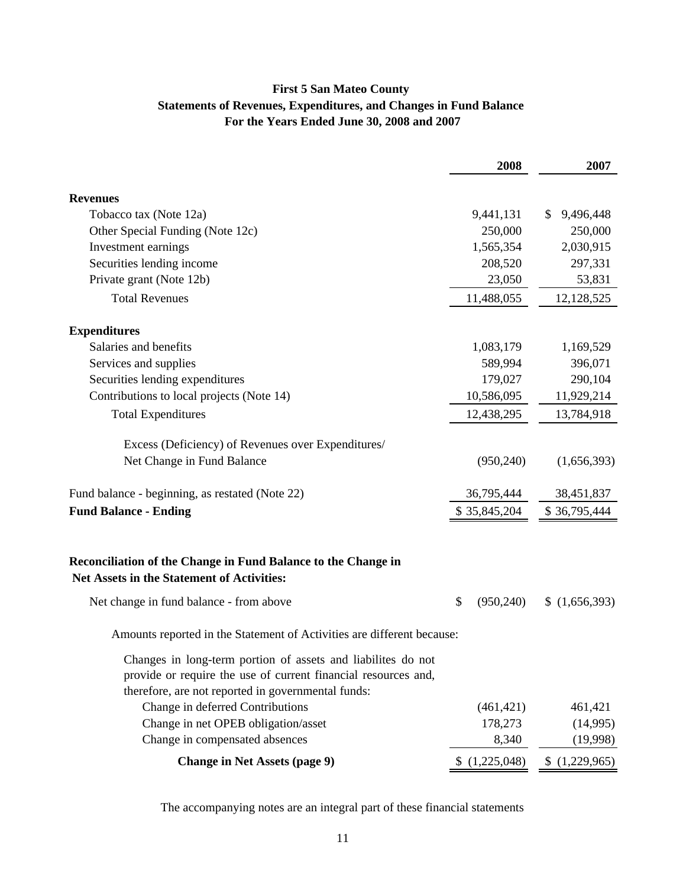# First 5 San Mateo County
## Statements of Revenues, Expenditures, and Changes in Fund Balance
### For the Years Ended June 30, 2008 and 2007

| | 2008 | 2007 |
|---|---|---|
| **Revenues** | | |
| Tobacco tax (Note 12a) | 9,441,131 | $ 9,496,448 |
| Other Special Funding (Note 12c) | 250,000 | 250,000 |
| Investment earnings | 1,565,354 | 2,030,915 |
| Securities lending income | 208,520 | 297,331 |
| Private grant (Note 12b) | 23,050 | 53,831 |
| Total Revenues | 11,488,055 | 12,128,525 |
| **Expenditures** | | |
| Salaries and benefits | 1,083,179 | 1,169,529 |
| Services and supplies | 589,994 | 396,071 |
| Securities lending expenditures | 179,027 | 290,104 |
| Contributions to local projects (Note 14) | 10,586,095 | 11,929,214 |
| Total Expenditures | 12,438,295 | 13,784,918 |
| Excess (Deficiency) of Revenues over Expenditures/ Net Change in Fund Balance | (950,240) | (1,656,393) |
| Fund balance - beginning, as restated (Note 22) | 36,795,444 | 38,451,837 |
| **Fund Balance - Ending** | $ 35,845,204 | $ 36,795,444 |

**Reconciliation of the Change in Fund Balance to the Change in Net Assets in the Statement of Activities:**

| | 2008 | 2007 |
|---|---|---|
| Net change in fund balance - from above | $ (950,240) | $ (1,656,393) |
| Amounts reported in the Statement of Activities are different because: | | |
| Changes in long-term portion of assets and liabilites do not provide or require the use of current financial resources and, therefore, are not reported in governmental funds: | | |
| Change in deferred Contributions | (461,421) | 461,421 |
| Change in net OPEB obligation/asset | 178,273 | (14,995) |
| Change in compensated absences | 8,340 | (19,998) |
| **Change in Net Assets (page 9)** | $ (1,225,048) | $ (1,229,965) |

The accompanying notes are an integral part of these financial statements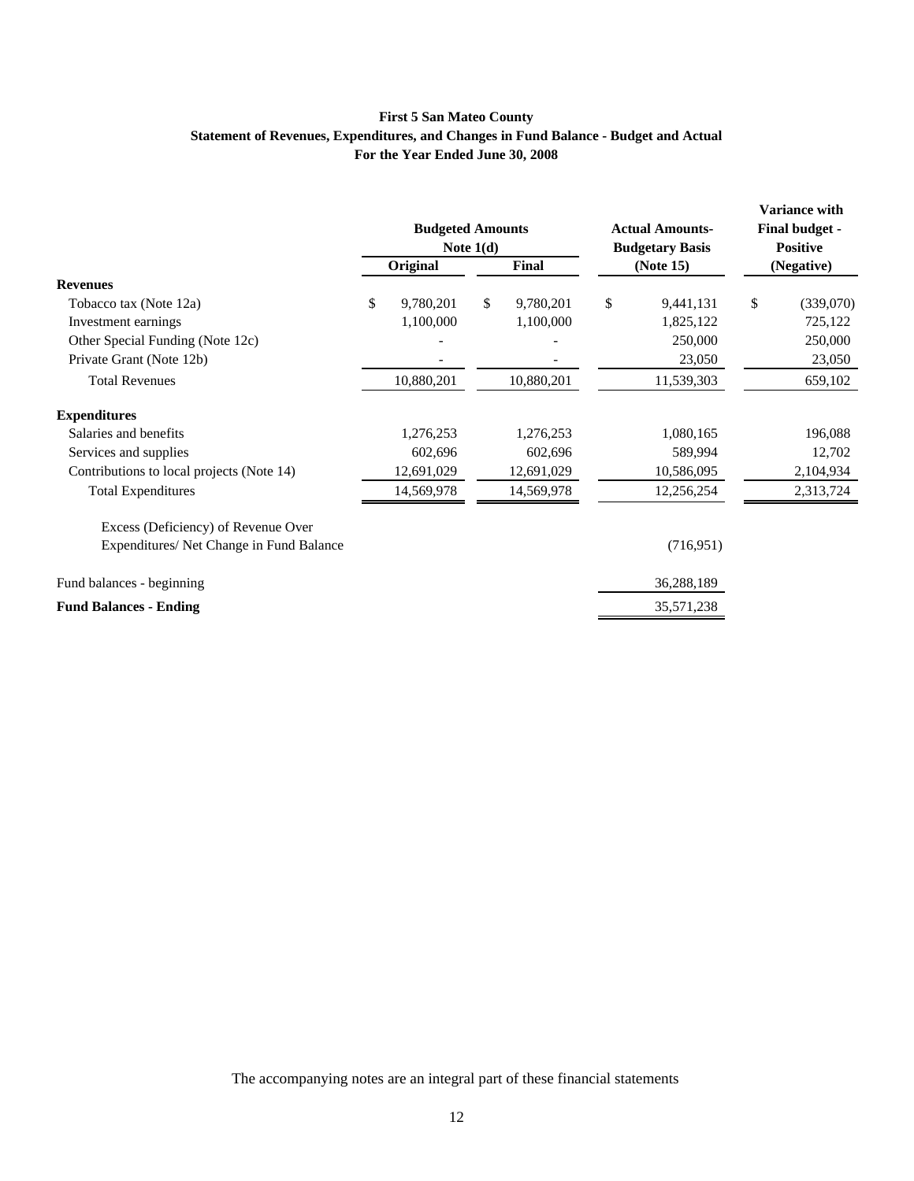**First 5 San Mateo County**
**Statement of Revenues, Expenditures, and Changes in Fund Balance - Budget and Actual**
**For the Year Ended June 30, 2008**

| | Budgeted Amounts Note 1(d) | | Actual Amounts-Budgetary Basis | Variance with Final budget - Positive |
|---|---|---|---|---|
| | Original | Final | (Note 15) | (Negative) |
| **Revenues** | | | | |
| Tobacco tax (Note 12a) | $ 9,780,201 | $ 9,780,201 | $ 9,441,131 | $ (339,070) |
| Investment earnings | 1,100,000 | 1,100,000 | 1,825,122 | 725,122 |
| Other Special Funding (Note 12c) | - | - | 250,000 | 250,000 |
| Private Grant (Note 12b) | - | - | 23,050 | 23,050 |
| Total Revenues | 10,880,201 | 10,880,201 | 11,539,303 | 659,102 |
| **Expenditures** | | | | |
| Salaries and benefits | 1,276,253 | 1,276,253 | 1,080,165 | 196,088 |
| Services and supplies | 602,696 | 602,696 | 589,994 | 12,702 |
| Contributions to local projects (Note 14) | 12,691,029 | 12,691,029 | 10,586,095 | 2,104,934 |
| Total Expenditures | 14,569,978 | 14,569,978 | 12,256,254 | 2,313,724 |
| Excess (Deficiency) of Revenue Over Expenditures/ Net Change in Fund Balance | | | (716,951) | |
| Fund balances - beginning | | | 36,288,189 | |
| **Fund Balances - Ending** | | | 35,571,238 | |

The accompanying notes are an integral part of these financial statements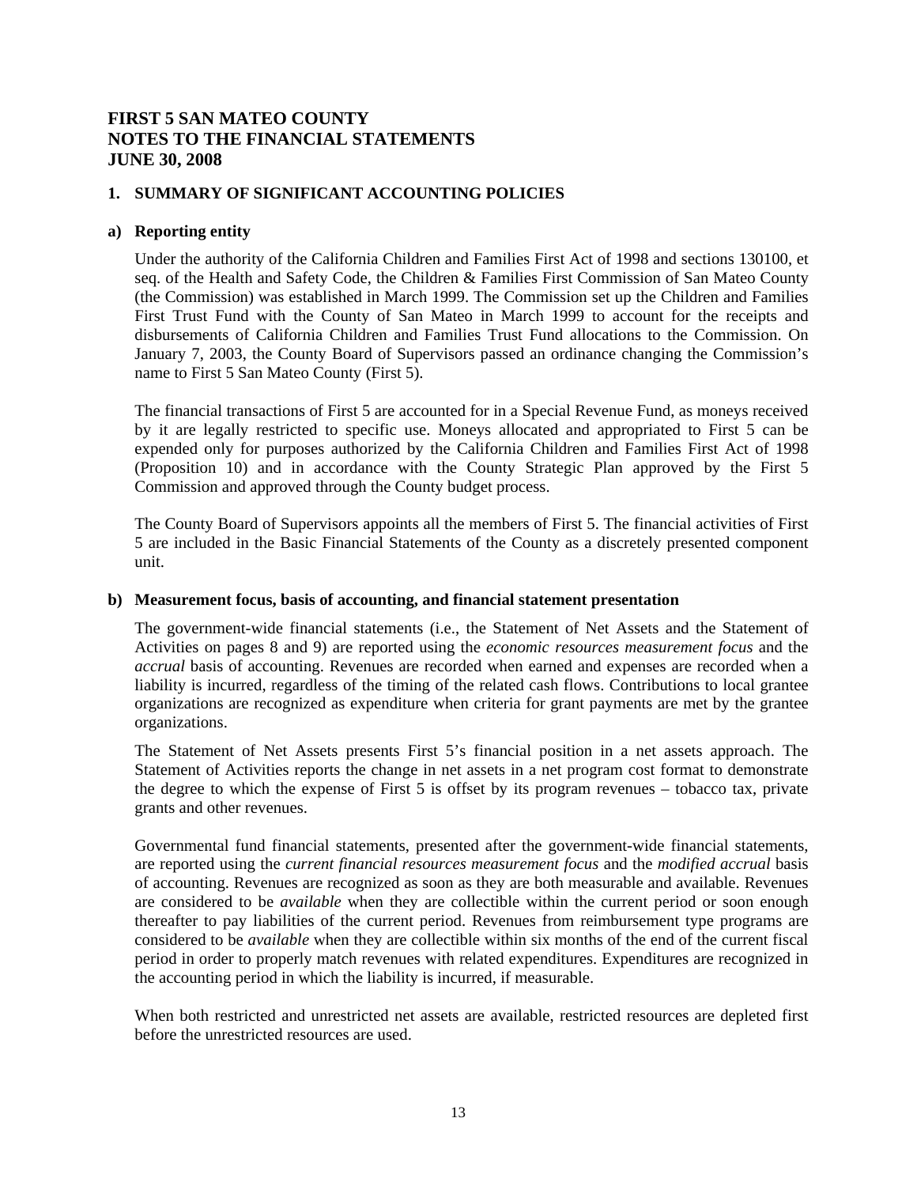# FIRST 5 SAN MATEO COUNTY
# NOTES TO THE FINANCIAL STATEMENTS
# JUNE 30, 2008

## 1. SUMMARY OF SIGNIFICANT ACCOUNTING POLICIES

### a) Reporting entity

Under the authority of the California Children and Families First Act of 1998 and sections 130100, et seq. of the Health and Safety Code, the Children & Families First Commission of San Mateo County (the Commission) was established in March 1999. The Commission set up the Children and Families First Trust Fund with the County of San Mateo in March 1999 to account for the receipts and disbursements of California Children and Families Trust Fund allocations to the Commission. On January 7, 2003, the County Board of Supervisors passed an ordinance changing the Commission's name to First 5 San Mateo County (First 5).

The financial transactions of First 5 are accounted for in a Special Revenue Fund, as moneys received by it are legally restricted to specific use. Moneys allocated and appropriated to First 5 can be expended only for purposes authorized by the California Children and Families First Act of 1998 (Proposition 10) and in accordance with the County Strategic Plan approved by the First 5 Commission and approved through the County budget process.

The County Board of Supervisors appoints all the members of First 5. The financial activities of First 5 are included in the Basic Financial Statements of the County as a discretely presented component unit.

### b) Measurement focus, basis of accounting, and financial statement presentation

The government-wide financial statements (i.e., the Statement of Net Assets and the Statement of Activities on pages 8 and 9) are reported using the *economic resources measurement focus* and the *accrual* basis of accounting. Revenues are recorded when earned and expenses are recorded when a liability is incurred, regardless of the timing of the related cash flows. Contributions to local grantee organizations are recognized as expenditure when criteria for grant payments are met by the grantee organizations.

The Statement of Net Assets presents First 5's financial position in a net assets approach. The Statement of Activities reports the change in net assets in a net program cost format to demonstrate the degree to which the expense of First 5 is offset by its program revenues – tobacco tax, private grants and other revenues.

Governmental fund financial statements, presented after the government-wide financial statements, are reported using the *current financial resources measurement focus* and the *modified accrual* basis of accounting. Revenues are recognized as soon as they are both measurable and available. Revenues are considered to be *available* when they are collectible within the current period or soon enough thereafter to pay liabilities of the current period. Revenues from reimbursement type programs are considered to be *available* when they are collectible within six months of the end of the current fiscal period in order to properly match revenues with related expenditures. Expenditures are recognized in the accounting period in which the liability is incurred, if measurable.

When both restricted and unrestricted net assets are available, restricted resources are depleted first before the unrestricted resources are used.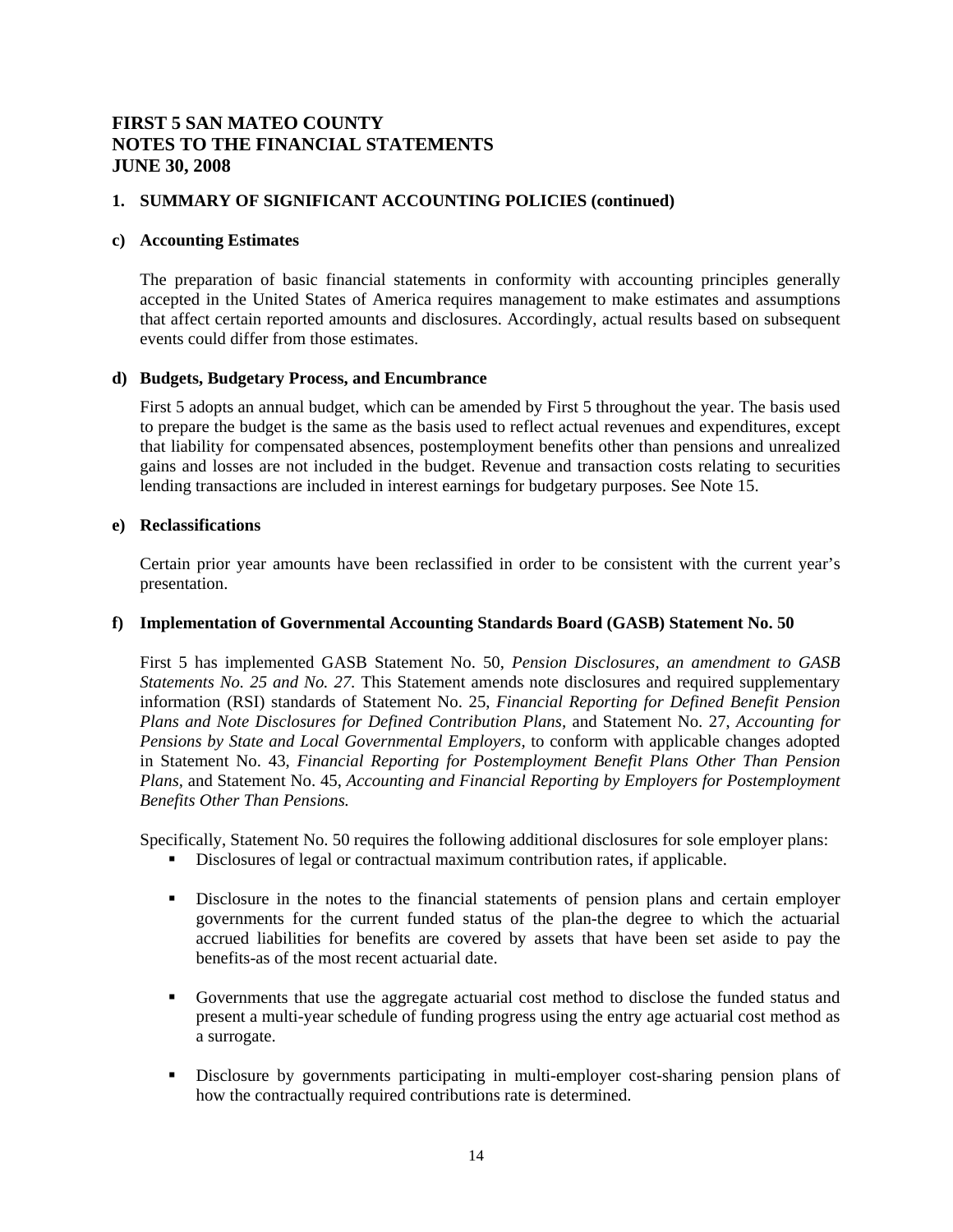# FIRST 5 SAN MATEO COUNTY
# NOTES TO THE FINANCIAL STATEMENTS
# JUNE 30, 2008

## 1. SUMMARY OF SIGNIFICANT ACCOUNTING POLICIES (continued)

### c) Accounting Estimates

The preparation of basic financial statements in conformity with accounting principles generally accepted in the United States of America requires management to make estimates and assumptions that affect certain reported amounts and disclosures. Accordingly, actual results based on subsequent events could differ from those estimates.

### d) Budgets, Budgetary Process, and Encumbrance

First 5 adopts an annual budget, which can be amended by First 5 throughout the year. The basis used to prepare the budget is the same as the basis used to reflect actual revenues and expenditures, except that liability for compensated absences, postemployment benefits other than pensions and unrealized gains and losses are not included in the budget. Revenue and transaction costs relating to securities lending transactions are included in interest earnings for budgetary purposes. See Note 15.

### e) Reclassifications

Certain prior year amounts have been reclassified in order to be consistent with the current year's presentation.

### f) Implementation of Governmental Accounting Standards Board (GASB) Statement No. 50

First 5 has implemented GASB Statement No. 50, *Pension Disclosures, an amendment to GASB Statements No. 25 and No. 27.* This Statement amends note disclosures and required supplementary information (RSI) standards of Statement No. 25, *Financial Reporting for Defined Benefit Pension Plans and Note Disclosures for Defined Contribution Plans,* and Statement No. 27, *Accounting for Pensions by State and Local Governmental Employers*, to conform with applicable changes adopted in Statement No. 43, *Financial Reporting for Postemployment Benefit Plans Other Than Pension Plans,* and Statement No. 45, *Accounting and Financial Reporting by Employers for Postemployment Benefits Other Than Pensions.*

Specifically, Statement No. 50 requires the following additional disclosures for sole employer plans:

- Disclosures of legal or contractual maximum contribution rates, if applicable.
- Disclosure in the notes to the financial statements of pension plans and certain employer governments for the current funded status of the plan-the degree to which the actuarial accrued liabilities for benefits are covered by assets that have been set aside to pay the benefits-as of the most recent actuarial date.
- Governments that use the aggregate actuarial cost method to disclose the funded status and present a multi-year schedule of funding progress using the entry age actuarial cost method as a surrogate.
- Disclosure by governments participating in multi-employer cost-sharing pension plans of how the contractually required contributions rate is determined.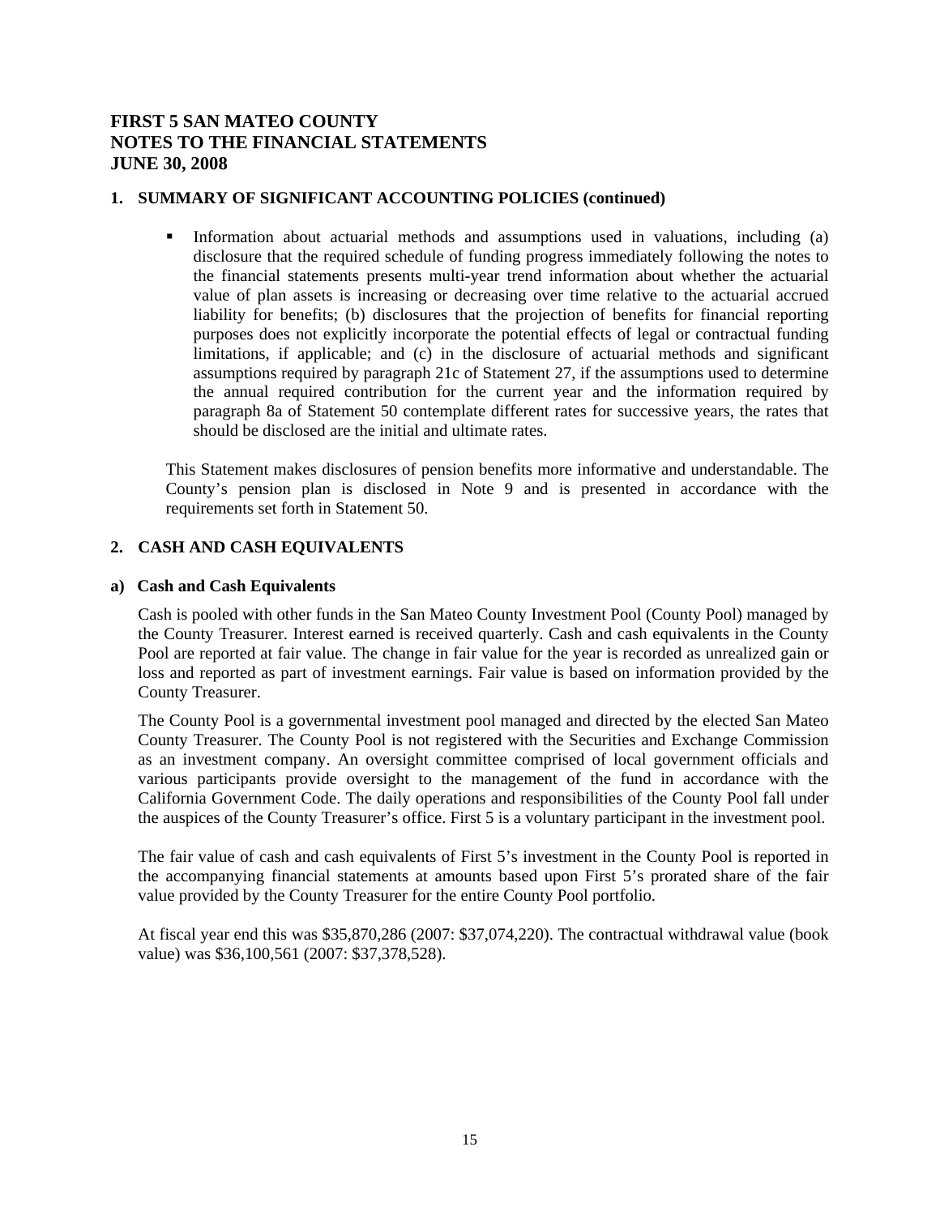# FIRST 5 SAN MATEO COUNTY
# NOTES TO THE FINANCIAL STATEMENTS
# JUNE 30, 2008

## 1. SUMMARY OF SIGNIFICANT ACCOUNTING POLICIES (continued)

- Information about actuarial methods and assumptions used in valuations, including (a) disclosure that the required schedule of funding progress immediately following the notes to the financial statements presents multi-year trend information about whether the actuarial value of plan assets is increasing or decreasing over time relative to the actuarial accrued liability for benefits; (b) disclosures that the projection of benefits for financial reporting purposes does not explicitly incorporate the potential effects of legal or contractual funding limitations, if applicable; and (c) in the disclosure of actuarial methods and significant assumptions required by paragraph 21c of Statement 27, if the assumptions used to determine the annual required contribution for the current year and the information required by paragraph 8a of Statement 50 contemplate different rates for successive years, the rates that should be disclosed are the initial and ultimate rates.

This Statement makes disclosures of pension benefits more informative and understandable. The County's pension plan is disclosed in Note 9 and is presented in accordance with the requirements set forth in Statement 50.

## 2. CASH AND CASH EQUIVALENTS

### a) Cash and Cash Equivalents

Cash is pooled with other funds in the San Mateo County Investment Pool (County Pool) managed by the County Treasurer. Interest earned is received quarterly. Cash and cash equivalents in the County Pool are reported at fair value. The change in fair value for the year is recorded as unrealized gain or loss and reported as part of investment earnings. Fair value is based on information provided by the County Treasurer.

The County Pool is a governmental investment pool managed and directed by the elected San Mateo County Treasurer. The County Pool is not registered with the Securities and Exchange Commission as an investment company. An oversight committee comprised of local government officials and various participants provide oversight to the management of the fund in accordance with the California Government Code. The daily operations and responsibilities of the County Pool fall under the auspices of the County Treasurer's office. First 5 is a voluntary participant in the investment pool.

The fair value of cash and cash equivalents of First 5's investment in the County Pool is reported in the accompanying financial statements at amounts based upon First 5's prorated share of the fair value provided by the County Treasurer for the entire County Pool portfolio.

At fiscal year end this was $35,870,286 (2007: $37,074,220). The contractual withdrawal value (book value) was $36,100,561 (2007: $37,378,528).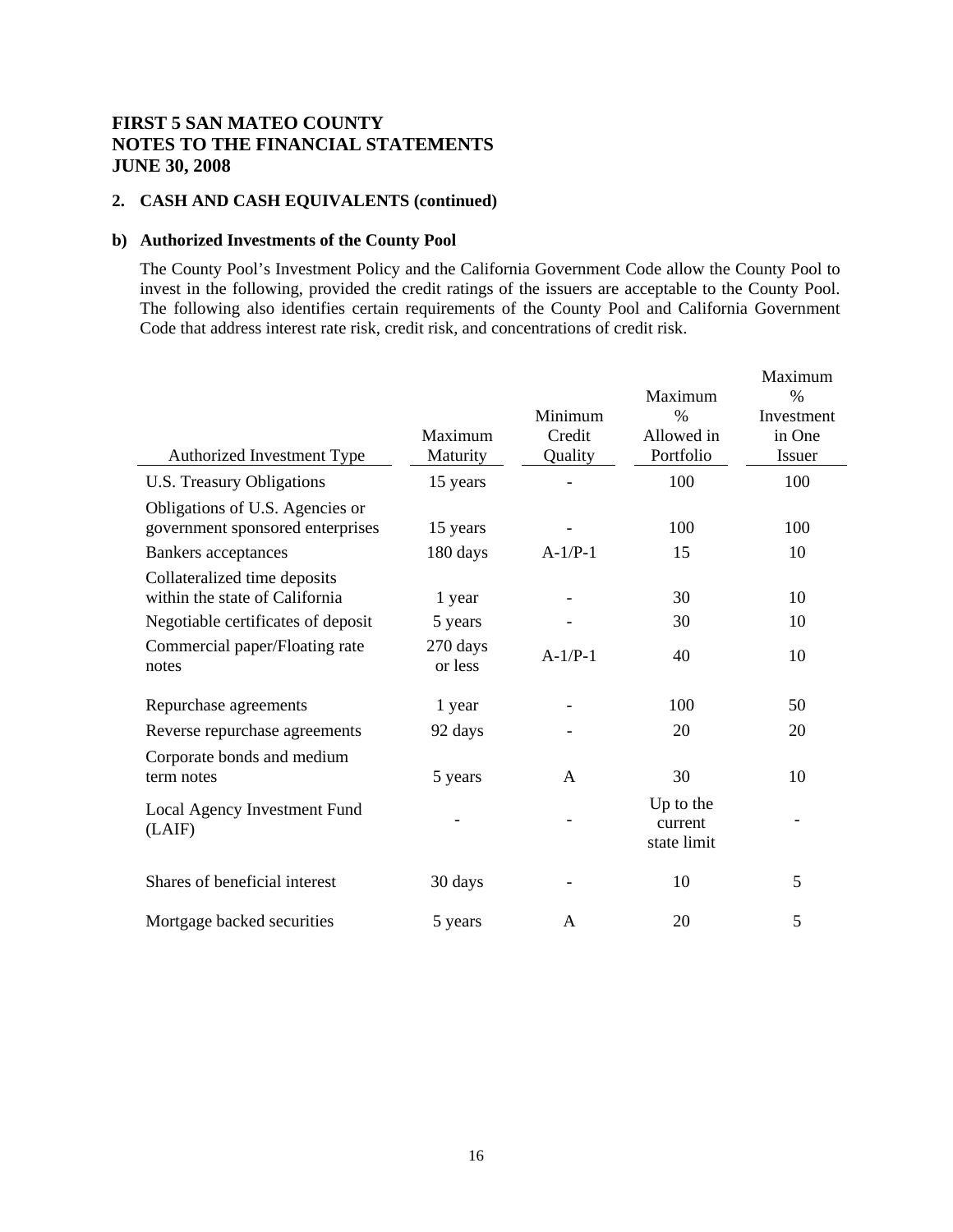# FIRST 5 SAN MATEO COUNTY
# NOTES TO THE FINANCIAL STATEMENTS
# JUNE 30, 2008

## 2. CASH AND CASH EQUIVALENTS (continued)

### b) Authorized Investments of the County Pool

The County Pool's Investment Policy and the California Government Code allow the County Pool to invest in the following, provided the credit ratings of the issuers are acceptable to the County Pool. The following also identifies certain requirements of the County Pool and California Government Code that address interest rate risk, credit risk, and concentrations of credit risk.

| Authorized Investment Type | Maximum Maturity | Minimum Credit Quality | Maximum % Allowed in Portfolio | Maximum % Investment in One Issuer |
|---|---|---|---|---|
| U.S. Treasury Obligations | 15 years | - | 100 | 100 |
| Obligations of U.S. Agencies or government sponsored enterprises | 15 years | - | 100 | 100 |
| Bankers acceptances | 180 days | A-1/P-1 | 15 | 10 |
| Collateralized time deposits within the state of California | 1 year | - | 30 | 10 |
| Negotiable certificates of deposit | 5 years | - | 30 | 10 |
| Commercial paper/Floating rate notes | 270 days or less | A-1/P-1 | 40 | 10 |
| Repurchase agreements | 1 year | - | 100 | 50 |
| Reverse repurchase agreements | 92 days | - | 20 | 20 |
| Corporate bonds and medium term notes | 5 years | A | 30 | 10 |
| Local Agency Investment Fund (LAIF) | - | - | Up to the current state limit | - |
| Shares of beneficial interest | 30 days | - | 10 | 5 |
| Mortgage backed securities | 5 years | A | 20 | 5 |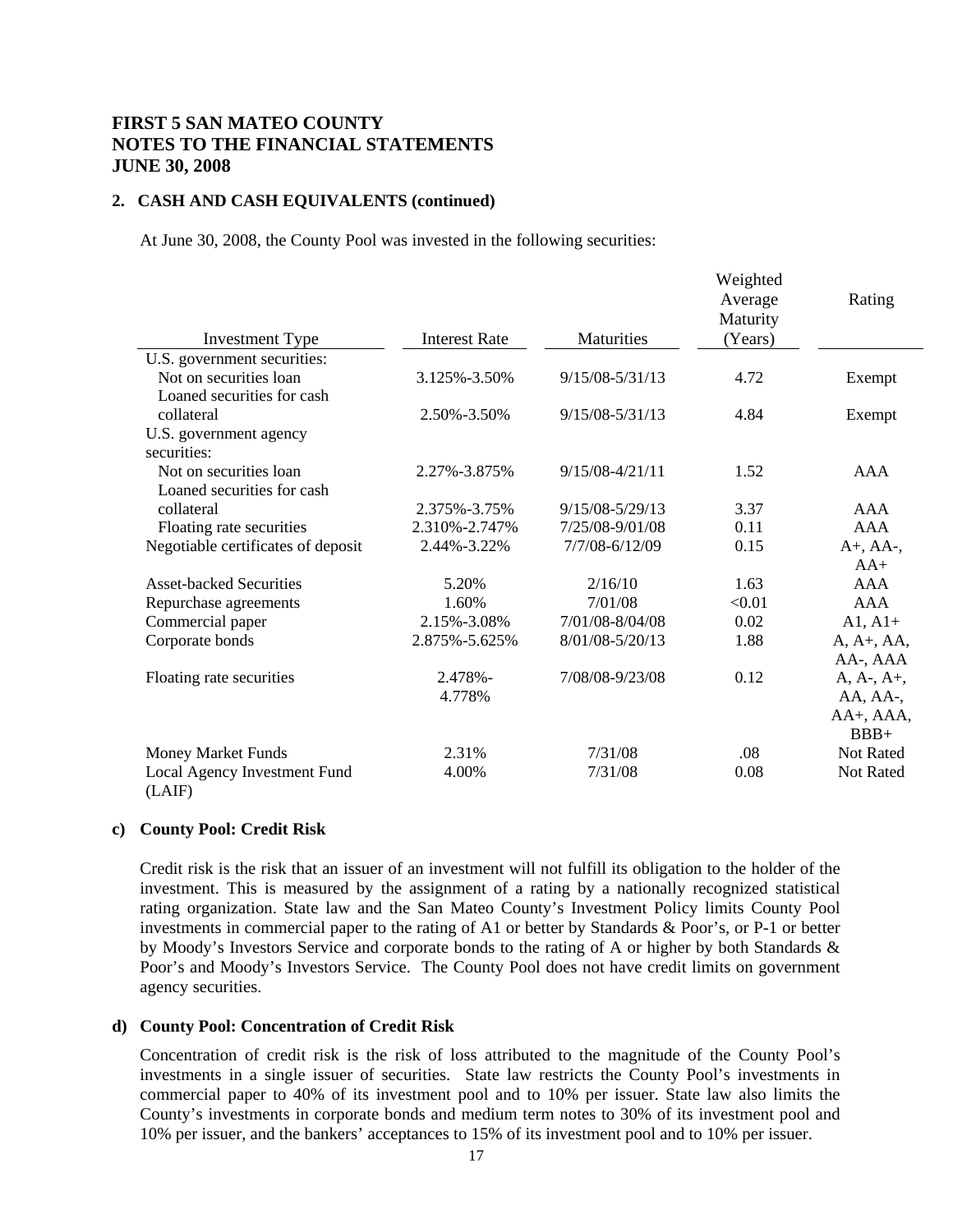# FIRST 5 SAN MATEO COUNTY
# NOTES TO THE FINANCIAL STATEMENTS
# JUNE 30, 2008

## 2. CASH AND CASH EQUIVALENTS (continued)

At June 30, 2008, the County Pool was invested in the following securities:

| Investment Type | Interest Rate | Maturities | Weighted Average Maturity (Years) | Rating |
|---|---|---|---|---|
| U.S. government securities: | | | | |
| Not on securities loan | 3.125%-3.50% | 9/15/08-5/31/13 | 4.72 | Exempt |
| Loaned securities for cash collateral | 2.50%-3.50% | 9/15/08-5/31/13 | 4.84 | Exempt |
| U.S. government agency securities: | | | | |
| Not on securities loan | 2.27%-3.875% | 9/15/08-4/21/11 | 1.52 | AAA |
| Loaned securities for cash collateral | 2.375%-3.75% | 9/15/08-5/29/13 | 3.37 | AAA |
| Floating rate securities | 2.310%-2.747% | 7/25/08-9/01/08 | 0.11 | AAA |
| Negotiable certificates of deposit | 2.44%-3.22% | 7/7/08-6/12/09 | 0.15 | A+, AA-, AA+ |
| Asset-backed Securities | 5.20% | 2/16/10 | 1.63 | AAA |
| Repurchase agreements | 1.60% | 7/01/08 | <0.01 | AAA |
| Commercial paper | 2.15%-3.08% | 7/01/08-8/04/08 | 0.02 | A1, A1+ |
| Corporate bonds | 2.875%-5.625% | 8/01/08-5/20/13 | 1.88 | A, A+, AA, AA-, AAA |
| Floating rate securities | 2.478%-4.778% | 7/08/08-9/23/08 | 0.12 | A, A-, A+, AA, AA-, AA+, AAA, BBB+ |
| Money Market Funds | 2.31% | 7/31/08 | .08 | Not Rated |
| Local Agency Investment Fund (LAIF) | 4.00% | 7/31/08 | 0.08 | Not Rated |

### c) County Pool: Credit Risk

Credit risk is the risk that an issuer of an investment will not fulfill its obligation to the holder of the investment. This is measured by the assignment of a rating by a nationally recognized statistical rating organization. State law and the San Mateo County's Investment Policy limits County Pool investments in commercial paper to the rating of A1 or better by Standards & Poor's, or P-1 or better by Moody's Investors Service and corporate bonds to the rating of A or higher by both Standards & Poor's and Moody's Investors Service. The County Pool does not have credit limits on government agency securities.

### d) County Pool: Concentration of Credit Risk

Concentration of credit risk is the risk of loss attributed to the magnitude of the County Pool's investments in a single issuer of securities. State law restricts the County Pool's investments in commercial paper to 40% of its investment pool and to 10% per issuer. State law also limits the County's investments in corporate bonds and medium term notes to 30% of its investment pool and 10% per issuer, and the bankers' acceptances to 15% of its investment pool and to 10% per issuer.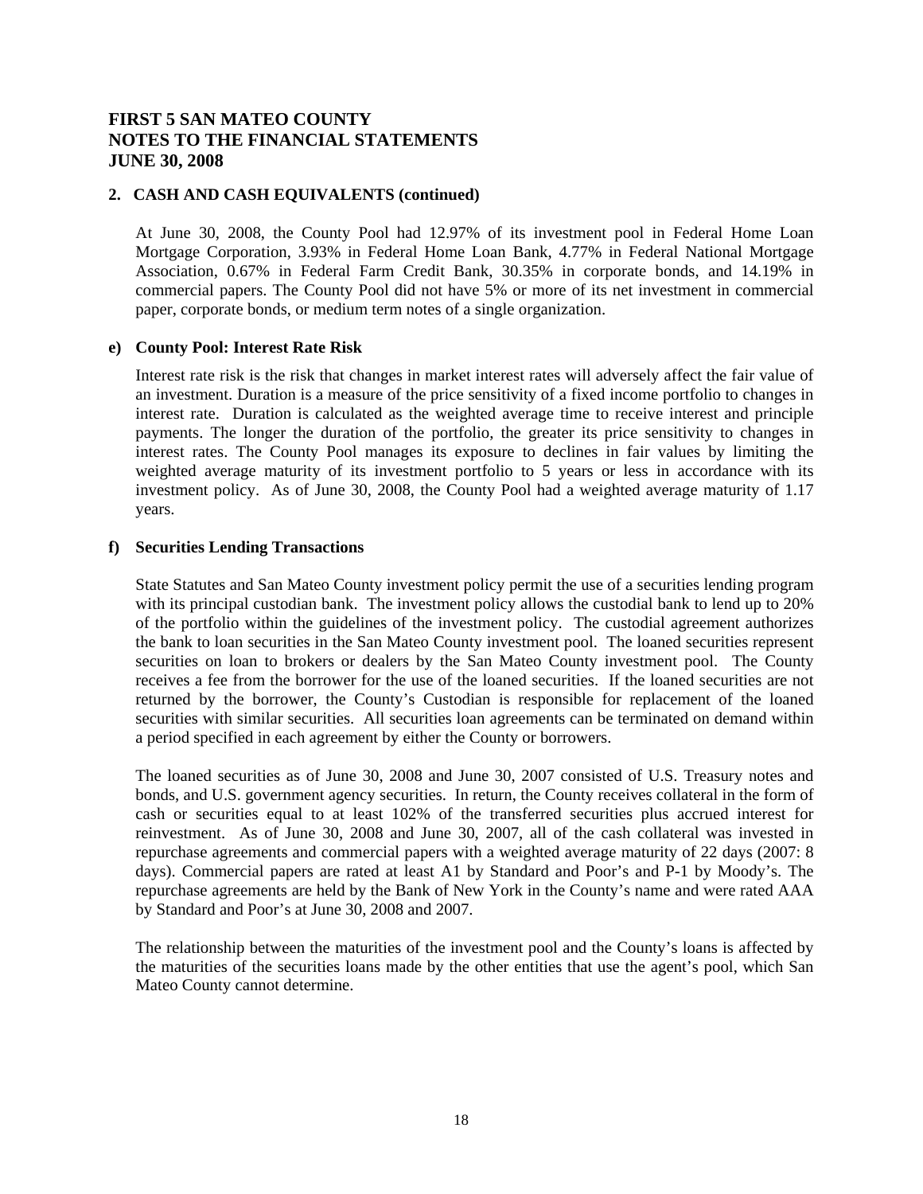# FIRST 5 SAN MATEO COUNTY
# NOTES TO THE FINANCIAL STATEMENTS
# JUNE 30, 2008

## 2. CASH AND CASH EQUIVALENTS (continued)

At June 30, 2008, the County Pool had 12.97% of its investment pool in Federal Home Loan Mortgage Corporation, 3.93% in Federal Home Loan Bank, 4.77% in Federal National Mortgage Association, 0.67% in Federal Farm Credit Bank, 30.35% in corporate bonds, and 14.19% in commercial papers. The County Pool did not have 5% or more of its net investment in commercial paper, corporate bonds, or medium term notes of a single organization.

### e) County Pool: Interest Rate Risk

Interest rate risk is the risk that changes in market interest rates will adversely affect the fair value of an investment. Duration is a measure of the price sensitivity of a fixed income portfolio to changes in interest rate. Duration is calculated as the weighted average time to receive interest and principle payments. The longer the duration of the portfolio, the greater its price sensitivity to changes in interest rates. The County Pool manages its exposure to declines in fair values by limiting the weighted average maturity of its investment portfolio to 5 years or less in accordance with its investment policy. As of June 30, 2008, the County Pool had a weighted average maturity of 1.17 years.

### f) Securities Lending Transactions

State Statutes and San Mateo County investment policy permit the use of a securities lending program with its principal custodian bank. The investment policy allows the custodial bank to lend up to 20% of the portfolio within the guidelines of the investment policy. The custodial agreement authorizes the bank to loan securities in the San Mateo County investment pool. The loaned securities represent securities on loan to brokers or dealers by the San Mateo County investment pool. The County receives a fee from the borrower for the use of the loaned securities. If the loaned securities are not returned by the borrower, the County's Custodian is responsible for replacement of the loaned securities with similar securities. All securities loan agreements can be terminated on demand within a period specified in each agreement by either the County or borrowers.

The loaned securities as of June 30, 2008 and June 30, 2007 consisted of U.S. Treasury notes and bonds, and U.S. government agency securities. In return, the County receives collateral in the form of cash or securities equal to at least 102% of the transferred securities plus accrued interest for reinvestment. As of June 30, 2008 and June 30, 2007, all of the cash collateral was invested in repurchase agreements and commercial papers with a weighted average maturity of 22 days (2007: 8 days). Commercial papers are rated at least A1 by Standard and Poor's and P-1 by Moody's. The repurchase agreements are held by the Bank of New York in the County's name and were rated AAA by Standard and Poor's at June 30, 2008 and 2007.

The relationship between the maturities of the investment pool and the County's loans is affected by the maturities of the securities loans made by the other entities that use the agent's pool, which San Mateo County cannot determine.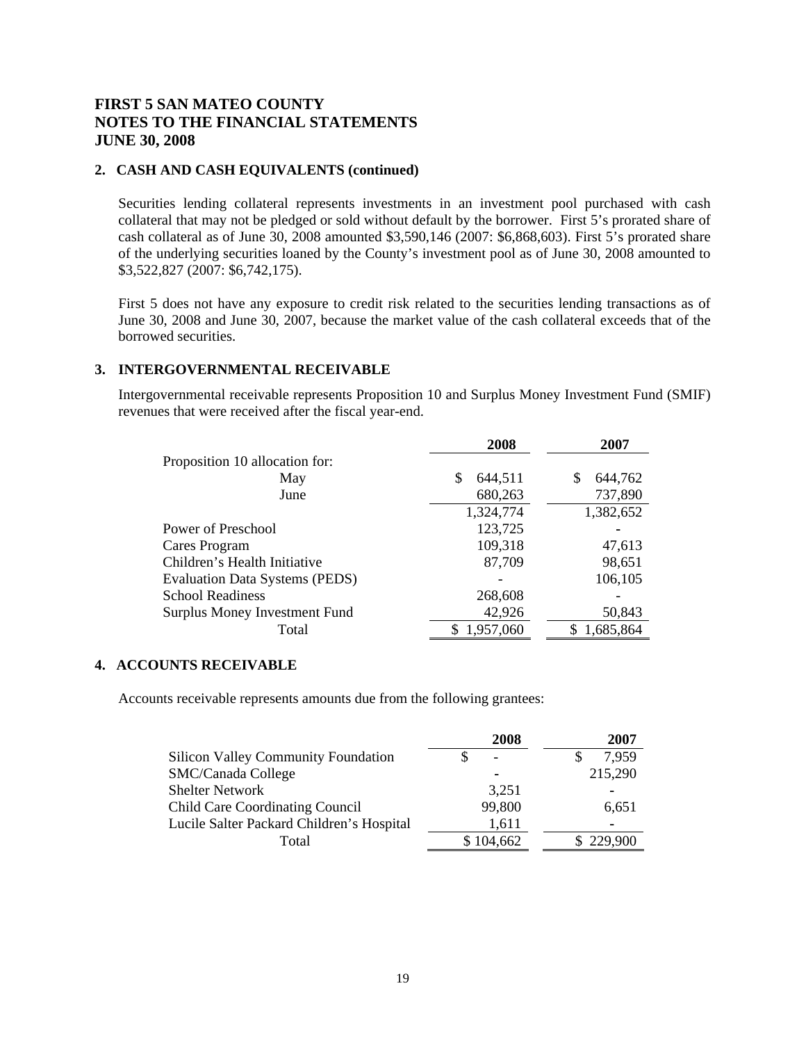# FIRST 5 SAN MATEO COUNTY
# NOTES TO THE FINANCIAL STATEMENTS
# JUNE 30, 2008

## 2. CASH AND CASH EQUIVALENTS (continued)

Securities lending collateral represents investments in an investment pool purchased with cash collateral that may not be pledged or sold without default by the borrower. First 5's prorated share of cash collateral as of June 30, 2008 amounted $3,590,146 (2007: $6,868,603). First 5's prorated share of the underlying securities loaned by the County's investment pool as of June 30, 2008 amounted to $3,522,827 (2007: $6,742,175).

First 5 does not have any exposure to credit risk related to the securities lending transactions as of June 30, 2008 and June 30, 2007, because the market value of the cash collateral exceeds that of the borrowed securities.

## 3. INTERGOVERNMENTAL RECEIVABLE

Intergovernmental receivable represents Proposition 10 and Surplus Money Investment Fund (SMIF) revenues that were received after the fiscal year-end.

| | 2008 | 2007 |
|---|---|---|
| Proposition 10 allocation for: | | |
| May | $ 644,511 | $ 644,762 |
| June | 680,263 | 737,890 |
| | 1,324,774 | 1,382,652 |
| Power of Preschool | 123,725 | - |
| Cares Program | 109,318 | 47,613 |
| Children's Health Initiative | 87,709 | 98,651 |
| Evaluation Data Systems (PEDS) | - | 106,105 |
| School Readiness | 268,608 | - |
| Surplus Money Investment Fund | 42,926 | 50,843 |
| Total | $ 1,957,060 | $ 1,685,864 |

## 4. ACCOUNTS RECEIVABLE

Accounts receivable represents amounts due from the following grantees:

| | 2008 | 2007 |
|---|---|---|
| Silicon Valley Community Foundation | $ - | $ 7,959 |
| SMC/Canada College | - | 215,290 |
| Shelter Network | 3,251 | - |
| Child Care Coordinating Council | 99,800 | 6,651 |
| Lucile Salter Packard Children's Hospital | 1,611 | - |
| Total | $ 104,662 | $ 229,900 |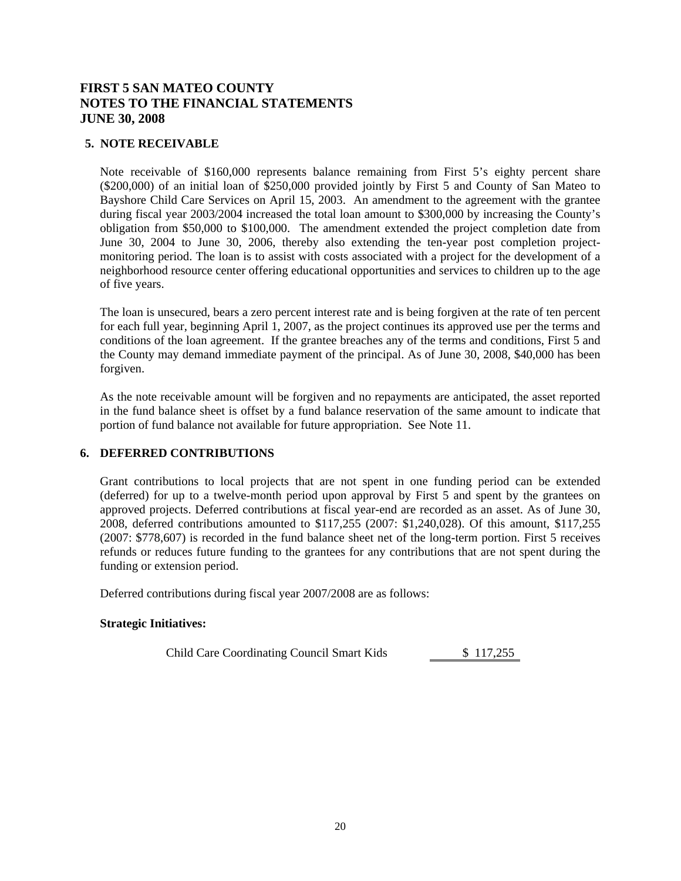# FIRST 5 SAN MATEO COUNTY
# NOTES TO THE FINANCIAL STATEMENTS
# JUNE 30, 2008

## 5. NOTE RECEIVABLE

Note receivable of $160,000 represents balance remaining from First 5's eighty percent share ($200,000) of an initial loan of $250,000 provided jointly by First 5 and County of San Mateo to Bayshore Child Care Services on April 15, 2003. An amendment to the agreement with the grantee during fiscal year 2003/2004 increased the total loan amount to $300,000 by increasing the County's obligation from $50,000 to $100,000. The amendment extended the project completion date from June 30, 2004 to June 30, 2006, thereby also extending the ten-year post completion project-monitoring period. The loan is to assist with costs associated with a project for the development of a neighborhood resource center offering educational opportunities and services to children up to the age of five years.

The loan is unsecured, bears a zero percent interest rate and is being forgiven at the rate of ten percent for each full year, beginning April 1, 2007, as the project continues its approved use per the terms and conditions of the loan agreement. If the grantee breaches any of the terms and conditions, First 5 and the County may demand immediate payment of the principal. As of June 30, 2008, $40,000 has been forgiven.

As the note receivable amount will be forgiven and no repayments are anticipated, the asset reported in the fund balance sheet is offset by a fund balance reservation of the same amount to indicate that portion of fund balance not available for future appropriation. See Note 11.

## 6. DEFERRED CONTRIBUTIONS

Grant contributions to local projects that are not spent in one funding period can be extended (deferred) for up to a twelve-month period upon approval by First 5 and spent by the grantees on approved projects. Deferred contributions at fiscal year-end are recorded as an asset. As of June 30, 2008, deferred contributions amounted to $117,255 (2007: $1,240,028). Of this amount, $117,255 (2007: $778,607) is recorded in the fund balance sheet net of the long-term portion. First 5 receives refunds or reduces future funding to the grantees for any contributions that are not spent during the funding or extension period.

Deferred contributions during fiscal year 2007/2008 are as follows:

**Strategic Initiatives:**

| | |
|---|---|
| Child Care Coordinating Council Smart Kids | $ 117,255 |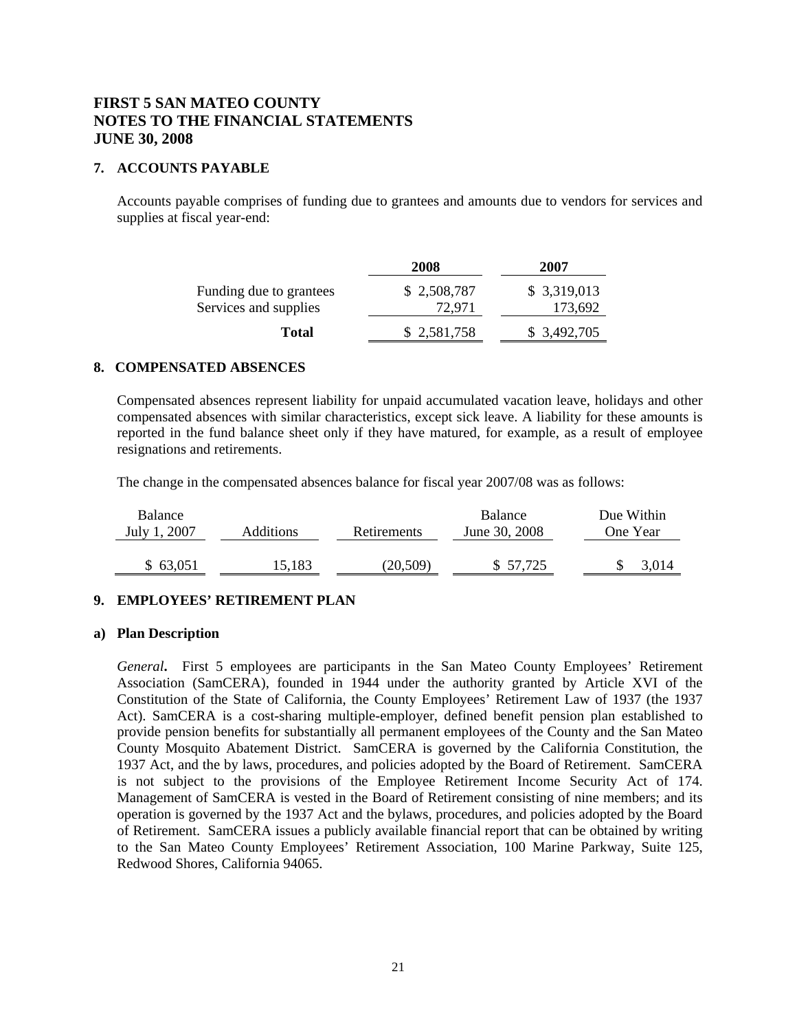# FIRST 5 SAN MATEO COUNTY
# NOTES TO THE FINANCIAL STATEMENTS
# JUNE 30, 2008

## 7. ACCOUNTS PAYABLE

Accounts payable comprises of funding due to grantees and amounts due to vendors for services and supplies at fiscal year-end:

| | 2008 | 2007 |
|---|---|---|
| Funding due to grantees | $ 2,508,787 | $ 3,319,013 |
| Services and supplies | 72,971 | 173,692 |
| **Total** | $ 2,581,758 | $ 3,492,705 |

## 8. COMPENSATED ABSENCES

Compensated absences represent liability for unpaid accumulated vacation leave, holidays and other compensated absences with similar characteristics, except sick leave. A liability for these amounts is reported in the fund balance sheet only if they have matured, for example, as a result of employee resignations and retirements.

The change in the compensated absences balance for fiscal year 2007/08 was as follows:

| Balance July 1, 2007 | Additions | Retirements | Balance June 30, 2008 | Due Within One Year |
|---|---|---|---|---|
| $ 63,051 | 15,183 | (20,509) | $ 57,725 | $ 3,014 |

## 9. EMPLOYEES' RETIREMENT PLAN

### a) Plan Description

*General***.** First 5 employees are participants in the San Mateo County Employees' Retirement Association (SamCERA), founded in 1944 under the authority granted by Article XVI of the Constitution of the State of California, the County Employees' Retirement Law of 1937 (the 1937 Act). SamCERA is a cost-sharing multiple-employer, defined benefit pension plan established to provide pension benefits for substantially all permanent employees of the County and the San Mateo County Mosquito Abatement District. SamCERA is governed by the California Constitution, the 1937 Act, and the by laws, procedures, and policies adopted by the Board of Retirement. SamCERA is not subject to the provisions of the Employee Retirement Income Security Act of 174. Management of SamCERA is vested in the Board of Retirement consisting of nine members; and its operation is governed by the 1937 Act and the bylaws, procedures, and policies adopted by the Board of Retirement. SamCERA issues a publicly available financial report that can be obtained by writing to the San Mateo County Employees' Retirement Association, 100 Marine Parkway, Suite 125, Redwood Shores, California 94065.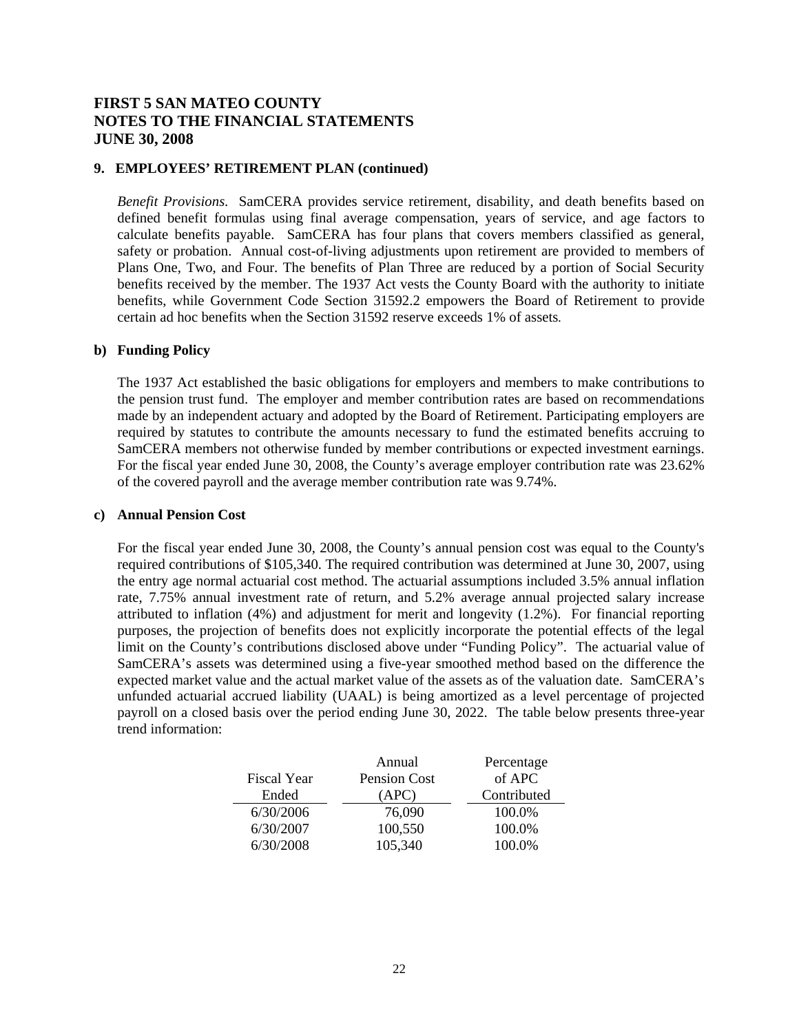# FIRST 5 SAN MATEO COUNTY
# NOTES TO THE FINANCIAL STATEMENTS
# JUNE 30, 2008

## 9. EMPLOYEES' RETIREMENT PLAN (continued)

*Benefit Provisions.* SamCERA provides service retirement, disability, and death benefits based on defined benefit formulas using final average compensation, years of service, and age factors to calculate benefits payable. SamCERA has four plans that covers members classified as general, safety or probation. Annual cost-of-living adjustments upon retirement are provided to members of Plans One, Two, and Four. The benefits of Plan Three are reduced by a portion of Social Security benefits received by the member. The 1937 Act vests the County Board with the authority to initiate benefits, while Government Code Section 31592.2 empowers the Board of Retirement to provide certain ad hoc benefits when the Section 31592 reserve exceeds 1% of assets.

### b) Funding Policy

The 1937 Act established the basic obligations for employers and members to make contributions to the pension trust fund. The employer and member contribution rates are based on recommendations made by an independent actuary and adopted by the Board of Retirement. Participating employers are required by statutes to contribute the amounts necessary to fund the estimated benefits accruing to SamCERA members not otherwise funded by member contributions or expected investment earnings. For the fiscal year ended June 30, 2008, the County's average employer contribution rate was 23.62% of the covered payroll and the average member contribution rate was 9.74%.

### c) Annual Pension Cost

For the fiscal year ended June 30, 2008, the County's annual pension cost was equal to the County's required contributions of $105,340. The required contribution was determined at June 30, 2007, using the entry age normal actuarial cost method. The actuarial assumptions included 3.5% annual inflation rate, 7.75% annual investment rate of return, and 5.2% average annual projected salary increase attributed to inflation (4%) and adjustment for merit and longevity (1.2%). For financial reporting purposes, the projection of benefits does not explicitly incorporate the potential effects of the legal limit on the County's contributions disclosed above under "Funding Policy". The actuarial value of SamCERA's assets was determined using a five-year smoothed method based on the difference the expected market value and the actual market value of the assets as of the valuation date. SamCERA's unfunded actuarial accrued liability (UAAL) is being amortized as a level percentage of projected payroll on a closed basis over the period ending June 30, 2022. The table below presents three-year trend information:

| Fiscal Year Ended | Annual Pension Cost (APC) | Percentage of APC Contributed |
|---|---|---|
| 6/30/2006 | 76,090 | 100.0% |
| 6/30/2007 | 100,550 | 100.0% |
| 6/30/2008 | 105,340 | 100.0% |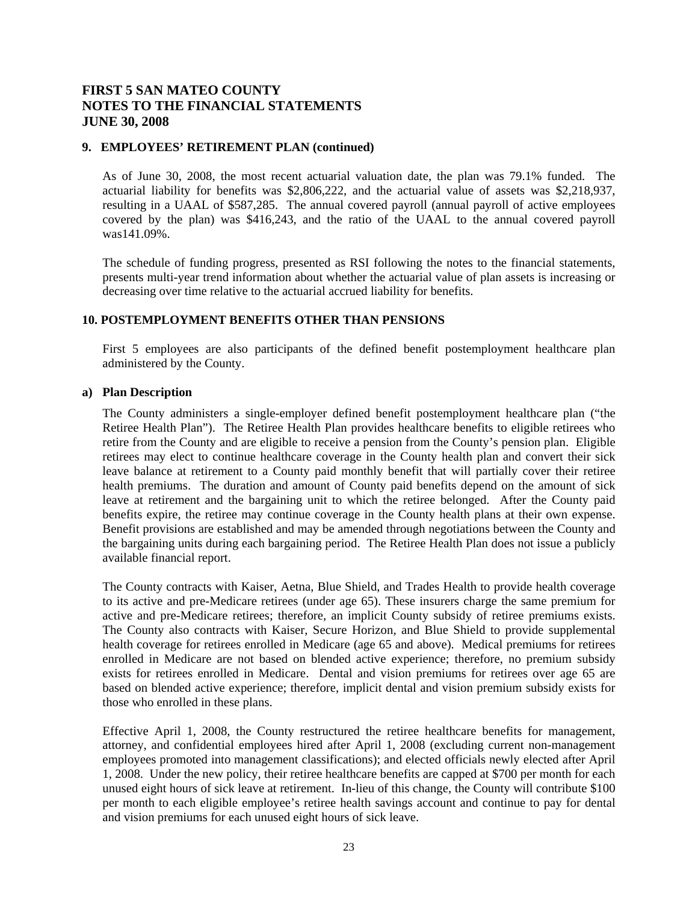# FIRST 5 SAN MATEO COUNTY
# NOTES TO THE FINANCIAL STATEMENTS
# JUNE 30, 2008

## 9. EMPLOYEES' RETIREMENT PLAN (continued)

As of June 30, 2008, the most recent actuarial valuation date, the plan was 79.1% funded. The actuarial liability for benefits was $2,806,222, and the actuarial value of assets was $2,218,937, resulting in a UAAL of $587,285. The annual covered payroll (annual payroll of active employees covered by the plan) was $416,243, and the ratio of the UAAL to the annual covered payroll was141.09%.

The schedule of funding progress, presented as RSI following the notes to the financial statements, presents multi-year trend information about whether the actuarial value of plan assets is increasing or decreasing over time relative to the actuarial accrued liability for benefits.

## 10. POSTEMPLOYMENT BENEFITS OTHER THAN PENSIONS

First 5 employees are also participants of the defined benefit postemployment healthcare plan administered by the County.

### a) Plan Description

The County administers a single-employer defined benefit postemployment healthcare plan ("the Retiree Health Plan"). The Retiree Health Plan provides healthcare benefits to eligible retirees who retire from the County and are eligible to receive a pension from the County's pension plan. Eligible retirees may elect to continue healthcare coverage in the County health plan and convert their sick leave balance at retirement to a County paid monthly benefit that will partially cover their retiree health premiums. The duration and amount of County paid benefits depend on the amount of sick leave at retirement and the bargaining unit to which the retiree belonged. After the County paid benefits expire, the retiree may continue coverage in the County health plans at their own expense. Benefit provisions are established and may be amended through negotiations between the County and the bargaining units during each bargaining period. The Retiree Health Plan does not issue a publicly available financial report.

The County contracts with Kaiser, Aetna, Blue Shield, and Trades Health to provide health coverage to its active and pre-Medicare retirees (under age 65). These insurers charge the same premium for active and pre-Medicare retirees; therefore, an implicit County subsidy of retiree premiums exists. The County also contracts with Kaiser, Secure Horizon, and Blue Shield to provide supplemental health coverage for retirees enrolled in Medicare (age 65 and above). Medical premiums for retirees enrolled in Medicare are not based on blended active experience; therefore, no premium subsidy exists for retirees enrolled in Medicare. Dental and vision premiums for retirees over age 65 are based on blended active experience; therefore, implicit dental and vision premium subsidy exists for those who enrolled in these plans.

Effective April 1, 2008, the County restructured the retiree healthcare benefits for management, attorney, and confidential employees hired after April 1, 2008 (excluding current non-management employees promoted into management classifications); and elected officials newly elected after April 1, 2008. Under the new policy, their retiree healthcare benefits are capped at $700 per month for each unused eight hours of sick leave at retirement. In-lieu of this change, the County will contribute $100 per month to each eligible employee's retiree health savings account and continue to pay for dental and vision premiums for each unused eight hours of sick leave.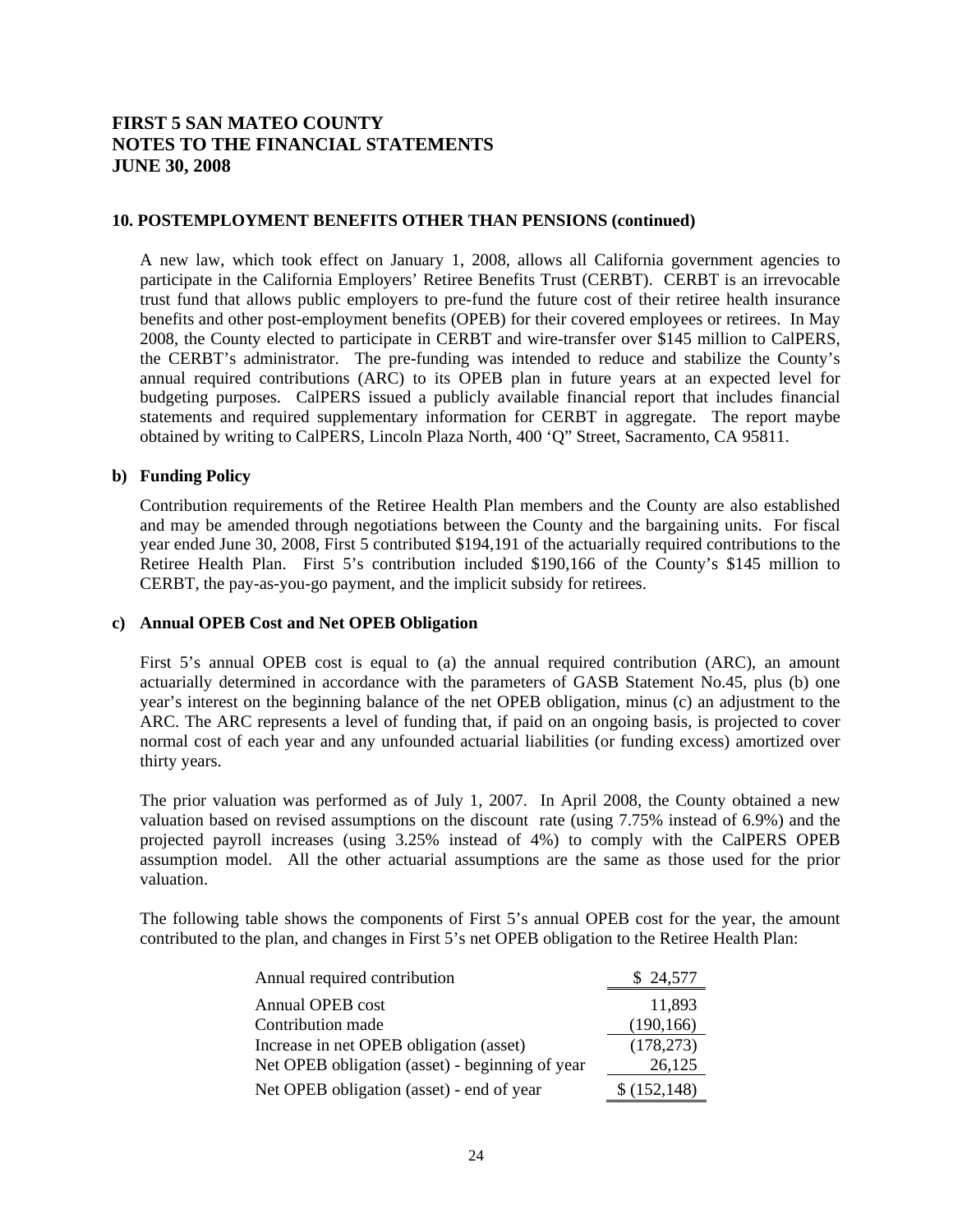# FIRST 5 SAN MATEO COUNTY
# NOTES TO THE FINANCIAL STATEMENTS
# JUNE 30, 2008

## 10. POSTEMPLOYMENT BENEFITS OTHER THAN PENSIONS (continued)

A new law, which took effect on January 1, 2008, allows all California government agencies to participate in the California Employers' Retiree Benefits Trust (CERBT). CERBT is an irrevocable trust fund that allows public employers to pre-fund the future cost of their retiree health insurance benefits and other post-employment benefits (OPEB) for their covered employees or retirees. In May 2008, the County elected to participate in CERBT and wire-transfer over $145 million to CalPERS, the CERBT's administrator. The pre-funding was intended to reduce and stabilize the County's annual required contributions (ARC) to its OPEB plan in future years at an expected level for budgeting purposes. CalPERS issued a publicly available financial report that includes financial statements and required supplementary information for CERBT in aggregate. The report maybe obtained by writing to CalPERS, Lincoln Plaza North, 400 'Q" Street, Sacramento, CA 95811.

### b) Funding Policy

Contribution requirements of the Retiree Health Plan members and the County are also established and may be amended through negotiations between the County and the bargaining units. For fiscal year ended June 30, 2008, First 5 contributed $194,191 of the actuarially required contributions to the Retiree Health Plan. First 5's contribution included $190,166 of the County's $145 million to CERBT, the pay-as-you-go payment, and the implicit subsidy for retirees.

### c) Annual OPEB Cost and Net OPEB Obligation

First 5's annual OPEB cost is equal to (a) the annual required contribution (ARC), an amount actuarially determined in accordance with the parameters of GASB Statement No.45, plus (b) one year's interest on the beginning balance of the net OPEB obligation, minus (c) an adjustment to the ARC. The ARC represents a level of funding that, if paid on an ongoing basis, is projected to cover normal cost of each year and any unfounded actuarial liabilities (or funding excess) amortized over thirty years.

The prior valuation was performed as of July 1, 2007. In April 2008, the County obtained a new valuation based on revised assumptions on the discount rate (using 7.75% instead of 6.9%) and the projected payroll increases (using 3.25% instead of 4%) to comply with the CalPERS OPEB assumption model. All the other actuarial assumptions are the same as those used for the prior valuation.

The following table shows the components of First 5's annual OPEB cost for the year, the amount contributed to the plan, and changes in First 5's net OPEB obligation to the Retiree Health Plan:

| | |
|---|---|
| Annual required contribution | $ 24,577 |
| Annual OPEB cost | 11,893 |
| Contribution made | (190,166) |
| Increase in net OPEB obligation (asset) | (178,273) |
| Net OPEB obligation (asset) - beginning of year | 26,125 |
| Net OPEB obligation (asset) - end of year | $ (152,148) |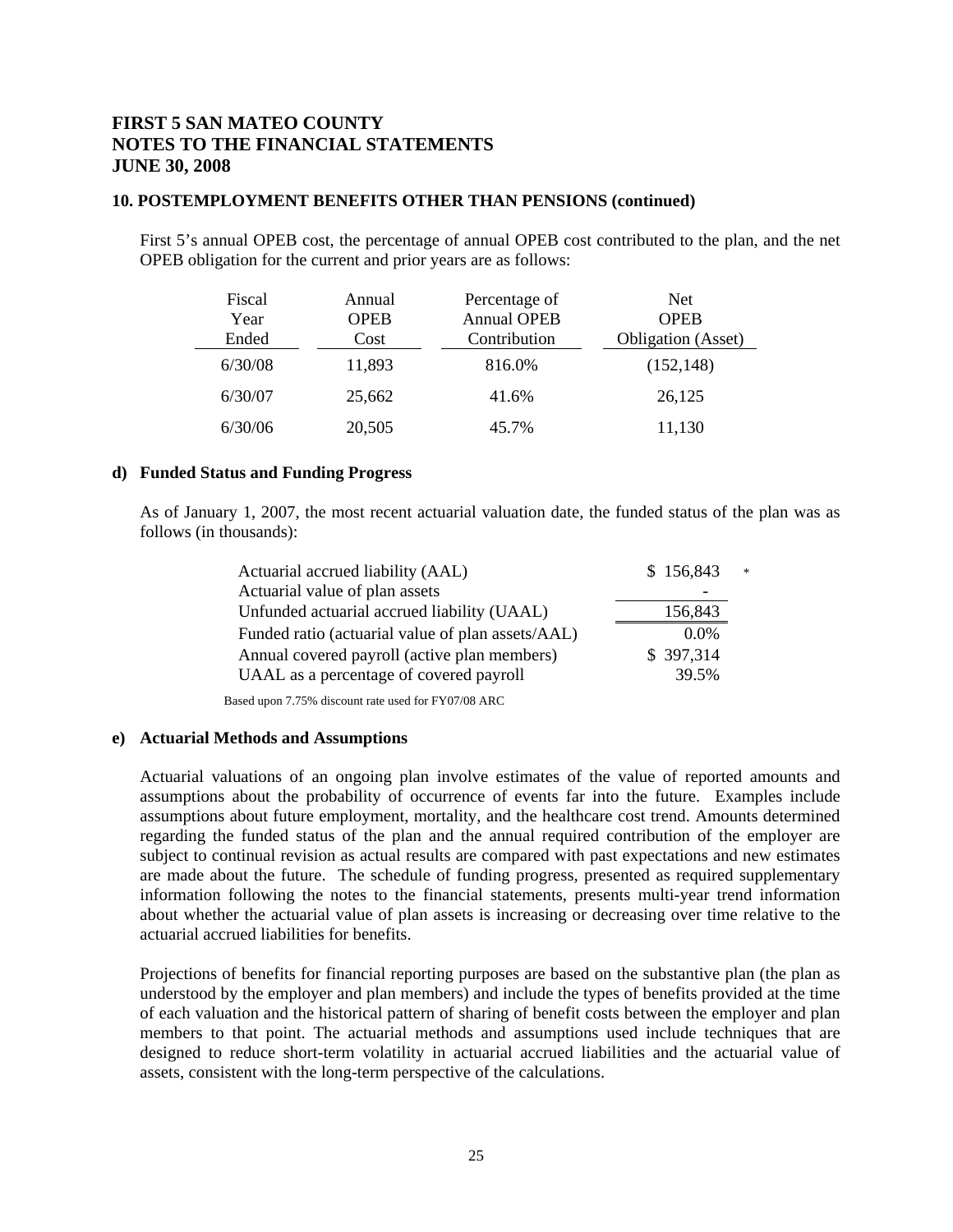# FIRST 5 SAN MATEO COUNTY
# NOTES TO THE FINANCIAL STATEMENTS
# JUNE 30, 2008

### 10. POSTEMPLOYMENT BENEFITS OTHER THAN PENSIONS (continued)

First 5's annual OPEB cost, the percentage of annual OPEB cost contributed to the plan, and the net OPEB obligation for the current and prior years are as follows:

| Fiscal Year Ended | Annual OPEB Cost | Percentage of Annual OPEB Contribution | Net OPEB Obligation (Asset) |
|---|---|---|---|
| 6/30/08 | 11,893 | 816.0% | (152,148) |
| 6/30/07 | 25,662 | 41.6% | 26,125 |
| 6/30/06 | 20,505 | 45.7% | 11,130 |

#### d) Funded Status and Funding Progress

As of January 1, 2007, the most recent actuarial valuation date, the funded status of the plan was as follows (in thousands):

| | |
|---|---|
| Actuarial accrued liability (AAL) | $ 156,843 * |
| Actuarial value of plan assets | - |
| Unfunded actuarial accrued liability (UAAL) | 156,843 |
| Funded ratio (actuarial value of plan assets/AAL) | 0.0% |
| Annual covered payroll (active plan members) | $ 397,314 |
| UAAL as a percentage of covered payroll | 39.5% |

Based upon 7.75% discount rate used for FY07/08 ARC

#### e) Actuarial Methods and Assumptions

Actuarial valuations of an ongoing plan involve estimates of the value of reported amounts and assumptions about the probability of occurrence of events far into the future. Examples include assumptions about future employment, mortality, and the healthcare cost trend. Amounts determined regarding the funded status of the plan and the annual required contribution of the employer are subject to continual revision as actual results are compared with past expectations and new estimates are made about the future. The schedule of funding progress, presented as required supplementary information following the notes to the financial statements, presents multi-year trend information about whether the actuarial value of plan assets is increasing or decreasing over time relative to the actuarial accrued liabilities for benefits.

Projections of benefits for financial reporting purposes are based on the substantive plan (the plan as understood by the employer and plan members) and include the types of benefits provided at the time of each valuation and the historical pattern of sharing of benefit costs between the employer and plan members to that point. The actuarial methods and assumptions used include techniques that are designed to reduce short-term volatility in actuarial accrued liabilities and the actuarial value of assets, consistent with the long-term perspective of the calculations.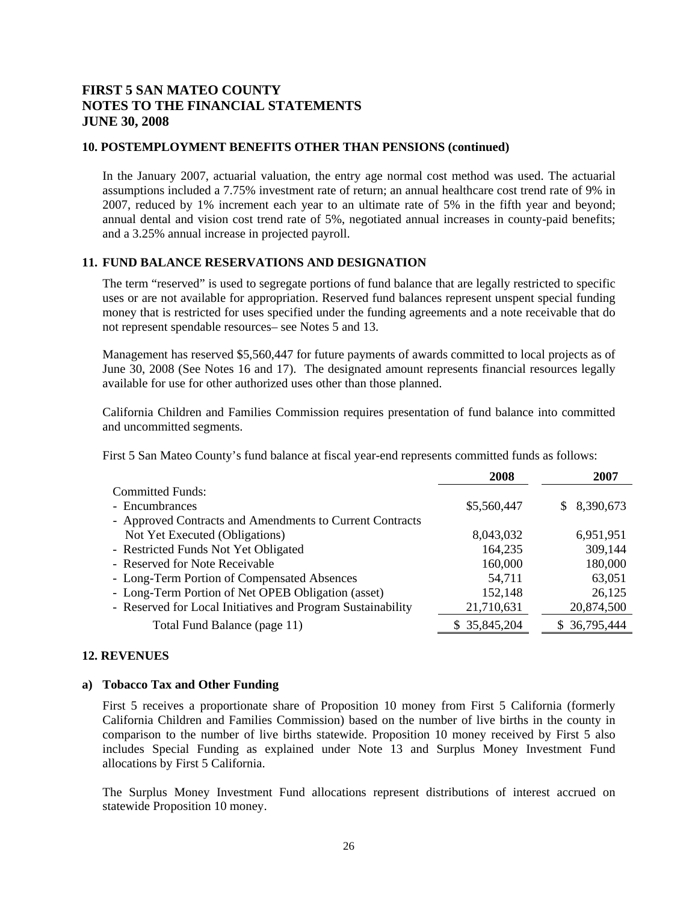# FIRST 5 SAN MATEO COUNTY
# NOTES TO THE FINANCIAL STATEMENTS
# JUNE 30, 2008

## 10. POSTEMPLOYMENT BENEFITS OTHER THAN PENSIONS (continued)

In the January 2007, actuarial valuation, the entry age normal cost method was used. The actuarial assumptions included a 7.75% investment rate of return; an annual healthcare cost trend rate of 9% in 2007, reduced by 1% increment each year to an ultimate rate of 5% in the fifth year and beyond; annual dental and vision cost trend rate of 5%, negotiated annual increases in county-paid benefits; and a 3.25% annual increase in projected payroll.

## 11. FUND BALANCE RESERVATIONS AND DESIGNATION

The term "reserved" is used to segregate portions of fund balance that are legally restricted to specific uses or are not available for appropriation. Reserved fund balances represent unspent special funding money that is restricted for uses specified under the funding agreements and a note receivable that do not represent spendable resources– see Notes 5 and 13.

Management has reserved $5,560,447 for future payments of awards committed to local projects as of June 30, 2008 (See Notes 16 and 17). The designated amount represents financial resources legally available for use for other authorized uses other than those planned.

California Children and Families Commission requires presentation of fund balance into committed and uncommitted segments.

First 5 San Mateo County's fund balance at fiscal year-end represents committed funds as follows:

| | 2008 | 2007 |
|---|---|---|
| Committed Funds: | | |
| - Encumbrances | $5,560,447 | $ 8,390,673 |
| - Approved Contracts and Amendments to Current Contracts Not Yet Executed (Obligations) | 8,043,032 | 6,951,951 |
| - Restricted Funds Not Yet Obligated | 164,235 | 309,144 |
| - Reserved for Note Receivable | 160,000 | 180,000 |
| - Long-Term Portion of Compensated Absences | 54,711 | 63,051 |
| - Long-Term Portion of Net OPEB Obligation (asset) | 152,148 | 26,125 |
| - Reserved for Local Initiatives and Program Sustainability | 21,710,631 | 20,874,500 |
| Total Fund Balance (page 11) | $ 35,845,204 | $ 36,795,444 |

## 12. REVENUES

### a) Tobacco Tax and Other Funding

First 5 receives a proportionate share of Proposition 10 money from First 5 California (formerly California Children and Families Commission) based on the number of live births in the county in comparison to the number of live births statewide. Proposition 10 money received by First 5 also includes Special Funding as explained under Note 13 and Surplus Money Investment Fund allocations by First 5 California.

The Surplus Money Investment Fund allocations represent distributions of interest accrued on statewide Proposition 10 money.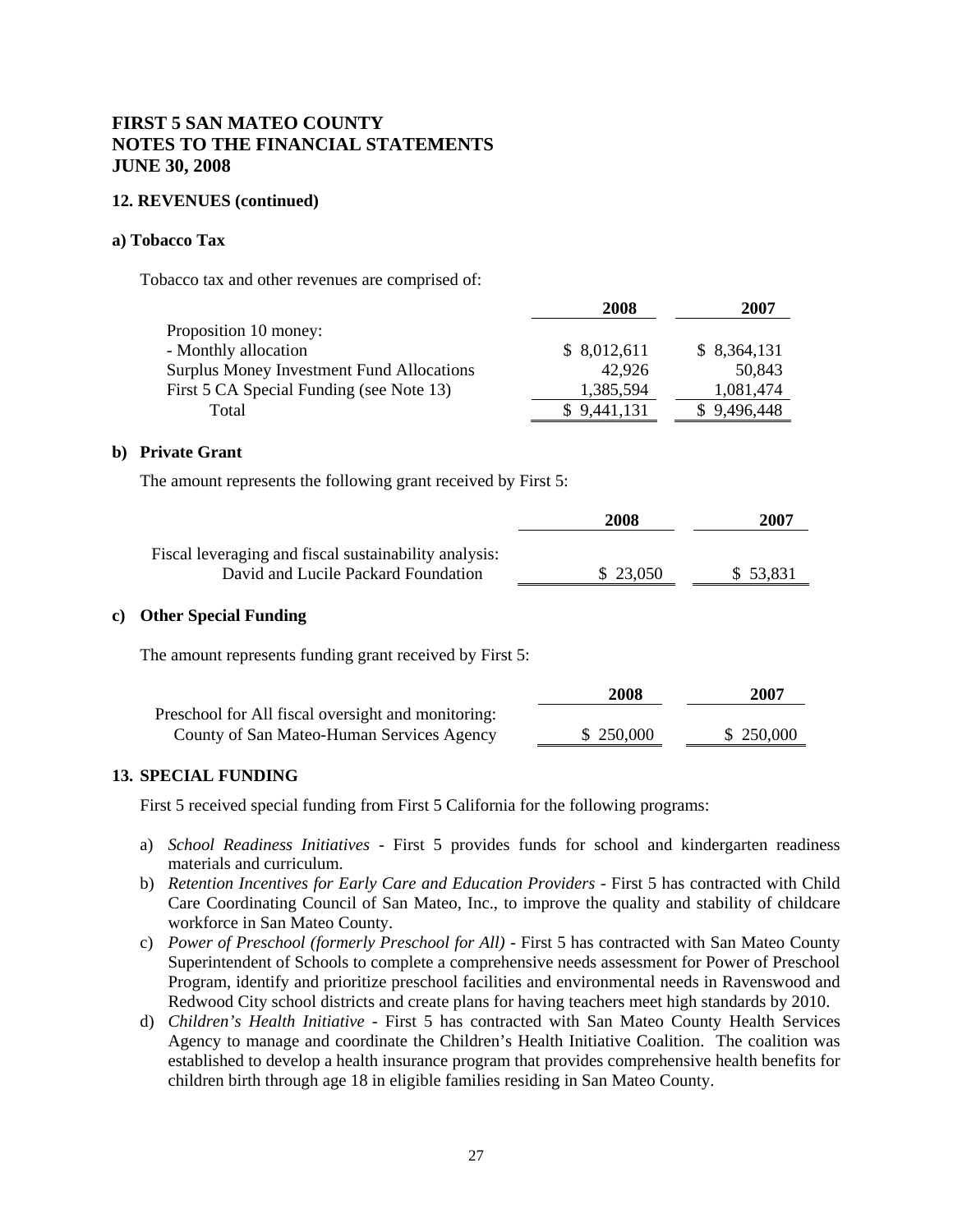# FIRST 5 SAN MATEO COUNTY
# NOTES TO THE FINANCIAL STATEMENTS
# JUNE 30, 2008

## 12. REVENUES (continued)

### a) Tobacco Tax

Tobacco tax and other revenues are comprised of:

| | 2008 | 2007 |
|---|---|---|
| Proposition 10 money: | | |
| - Monthly allocation | $ 8,012,611 | $ 8,364,131 |
| Surplus Money Investment Fund Allocations | 42,926 | 50,843 |
| First 5 CA Special Funding (see Note 13) | 1,385,594 | 1,081,474 |
| Total | $ 9,441,131 | $ 9,496,448 |

### b) Private Grant

The amount represents the following grant received by First 5:

| | 2008 | 2007 |
|---|---|---|
| Fiscal leveraging and fiscal sustainability analysis: David and Lucile Packard Foundation | $ 23,050 | $ 53,831 |

### c) Other Special Funding

The amount represents funding grant received by First 5:

| | 2008 | 2007 |
|---|---|---|
| Preschool for All fiscal oversight and monitoring: County of San Mateo-Human Services Agency | $ 250,000 | $ 250,000 |

## 13. SPECIAL FUNDING

First 5 received special funding from First 5 California for the following programs:

a) *School Readiness Initiatives* - First 5 provides funds for school and kindergarten readiness materials and curriculum.

b) *Retention Incentives for Early Care and Education Providers* - First 5 has contracted with Child Care Coordinating Council of San Mateo, Inc., to improve the quality and stability of childcare workforce in San Mateo County.

c) *Power of Preschool (formerly Preschool for All)* - First 5 has contracted with San Mateo County Superintendent of Schools to complete a comprehensive needs assessment for Power of Preschool Program, identify and prioritize preschool facilities and environmental needs in Ravenswood and Redwood City school districts and create plans for having teachers meet high standards by 2010.

d) *Children's Health Initiative* - First 5 has contracted with San Mateo County Health Services Agency to manage and coordinate the Children's Health Initiative Coalition. The coalition was established to develop a health insurance program that provides comprehensive health benefits for children birth through age 18 in eligible families residing in San Mateo County.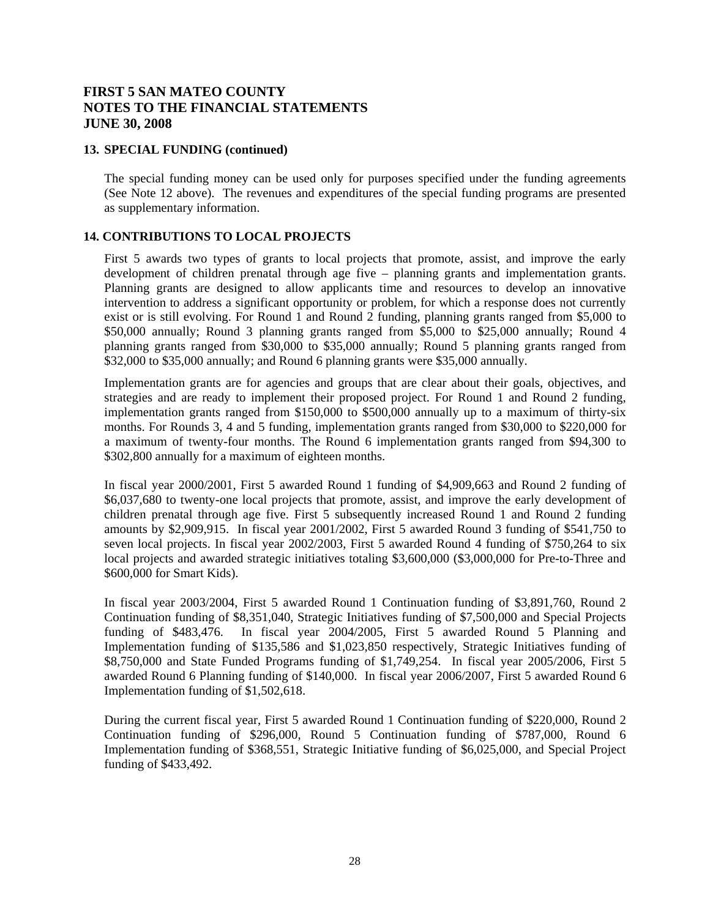# FIRST 5 SAN MATEO COUNTY
# NOTES TO THE FINANCIAL STATEMENTS
# JUNE 30, 2008

## 13. SPECIAL FUNDING (continued)

The special funding money can be used only for purposes specified under the funding agreements (See Note 12 above). The revenues and expenditures of the special funding programs are presented as supplementary information.

## 14. CONTRIBUTIONS TO LOCAL PROJECTS

First 5 awards two types of grants to local projects that promote, assist, and improve the early development of children prenatal through age five – planning grants and implementation grants. Planning grants are designed to allow applicants time and resources to develop an innovative intervention to address a significant opportunity or problem, for which a response does not currently exist or is still evolving. For Round 1 and Round 2 funding, planning grants ranged from $5,000 to $50,000 annually; Round 3 planning grants ranged from $5,000 to $25,000 annually; Round 4 planning grants ranged from $30,000 to $35,000 annually; Round 5 planning grants ranged from $32,000 to $35,000 annually; and Round 6 planning grants were $35,000 annually.

Implementation grants are for agencies and groups that are clear about their goals, objectives, and strategies and are ready to implement their proposed project. For Round 1 and Round 2 funding, implementation grants ranged from $150,000 to $500,000 annually up to a maximum of thirty-six months. For Rounds 3, 4 and 5 funding, implementation grants ranged from $30,000 to $220,000 for a maximum of twenty-four months. The Round 6 implementation grants ranged from $94,300 to $302,800 annually for a maximum of eighteen months.

In fiscal year 2000/2001, First 5 awarded Round 1 funding of $4,909,663 and Round 2 funding of $6,037,680 to twenty-one local projects that promote, assist, and improve the early development of children prenatal through age five. First 5 subsequently increased Round 1 and Round 2 funding amounts by $2,909,915. In fiscal year 2001/2002, First 5 awarded Round 3 funding of $541,750 to seven local projects. In fiscal year 2002/2003, First 5 awarded Round 4 funding of $750,264 to six local projects and awarded strategic initiatives totaling $3,600,000 ($3,000,000 for Pre-to-Three and $600,000 for Smart Kids).

In fiscal year 2003/2004, First 5 awarded Round 1 Continuation funding of $3,891,760, Round 2 Continuation funding of $8,351,040, Strategic Initiatives funding of $7,500,000 and Special Projects funding of $483,476. In fiscal year 2004/2005, First 5 awarded Round 5 Planning and Implementation funding of $135,586 and $1,023,850 respectively, Strategic Initiatives funding of $8,750,000 and State Funded Programs funding of $1,749,254. In fiscal year 2005/2006, First 5 awarded Round 6 Planning funding of $140,000. In fiscal year 2006/2007, First 5 awarded Round 6 Implementation funding of $1,502,618.

During the current fiscal year, First 5 awarded Round 1 Continuation funding of $220,000, Round 2 Continuation funding of $296,000, Round 5 Continuation funding of $787,000, Round 6 Implementation funding of $368,551, Strategic Initiative funding of $6,025,000, and Special Project funding of $433,492.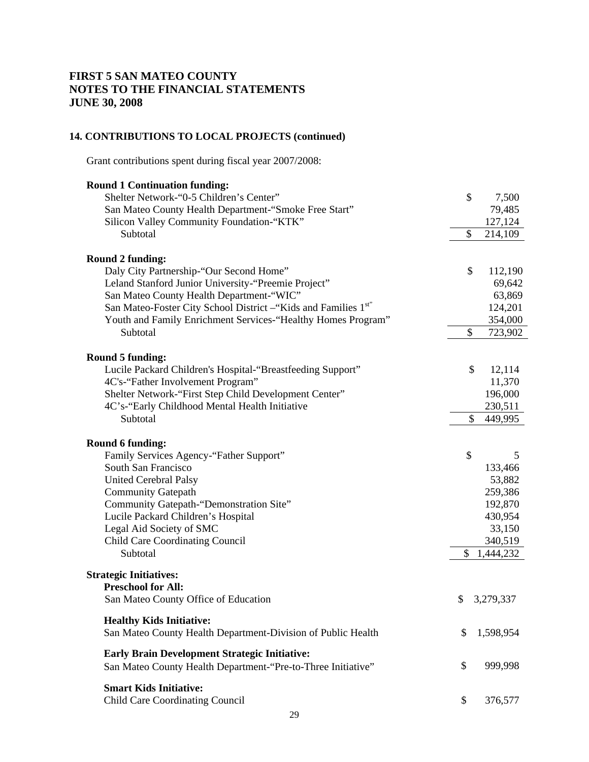**FIRST 5 SAN MATEO COUNTY**
**NOTES TO THE FINANCIAL STATEMENTS**
**JUNE 30, 2008**

## 14. CONTRIBUTIONS TO LOCAL PROJECTS (continued)

Grant contributions spent during fiscal year 2007/2008:

| | |
|---|---|
| **Round 1 Continuation funding:** | |
| Shelter Network-"0-5 Children's Center" | $ 7,500 |
| San Mateo County Health Department-"Smoke Free Start" | 79,485 |
| Silicon Valley Community Foundation-"KTK" | 127,124 |
| Subtotal | $ 214,109 |
| **Round 2 funding:** | |
| Daly City Partnership-"Our Second Home" | $ 112,190 |
| Leland Stanford Junior University-"Preemie Project" | 69,642 |
| San Mateo County Health Department-"WIC" | 63,869 |
| San Mateo-Foster City School District –"Kids and Families 1st" | 124,201 |
| Youth and Family Enrichment Services-"Healthy Homes Program" | 354,000 |
| Subtotal | $ 723,902 |
| **Round 5 funding:** | |
| Lucile Packard Children's Hospital-"Breastfeeding Support" | $ 12,114 |
| 4C's-"Father Involvement Program" | 11,370 |
| Shelter Network-"First Step Child Development Center" | 196,000 |
| 4C's-"Early Childhood Mental Health Initiative | 230,511 |
| Subtotal | $ 449,995 |
| **Round 6 funding:** | |
| Family Services Agency-"Father Support" | $ 5 |
| South San Francisco | 133,466 |
| United Cerebral Palsy | 53,882 |
| Community Gatepath | 259,386 |
| Community Gatepath-"Demonstration Site" | 192,870 |
| Lucile Packard Children's Hospital | 430,954 |
| Legal Aid Society of SMC | 33,150 |
| Child Care Coordinating Council | 340,519 |
| Subtotal | $ 1,444,232 |
| **Strategic Initiatives:** | |
| **Preschool for All:** | |
| San Mateo County Office of Education | $ 3,279,337 |
| **Healthy Kids Initiative:** | |
| San Mateo County Health Department-Division of Public Health | $ 1,598,954 |
| **Early Brain Development Strategic Initiative:** | |
| San Mateo County Health Department-"Pre-to-Three Initiative" | $ 999,998 |
| **Smart Kids Initiative:** | |
| Child Care Coordinating Council | $ 376,577 |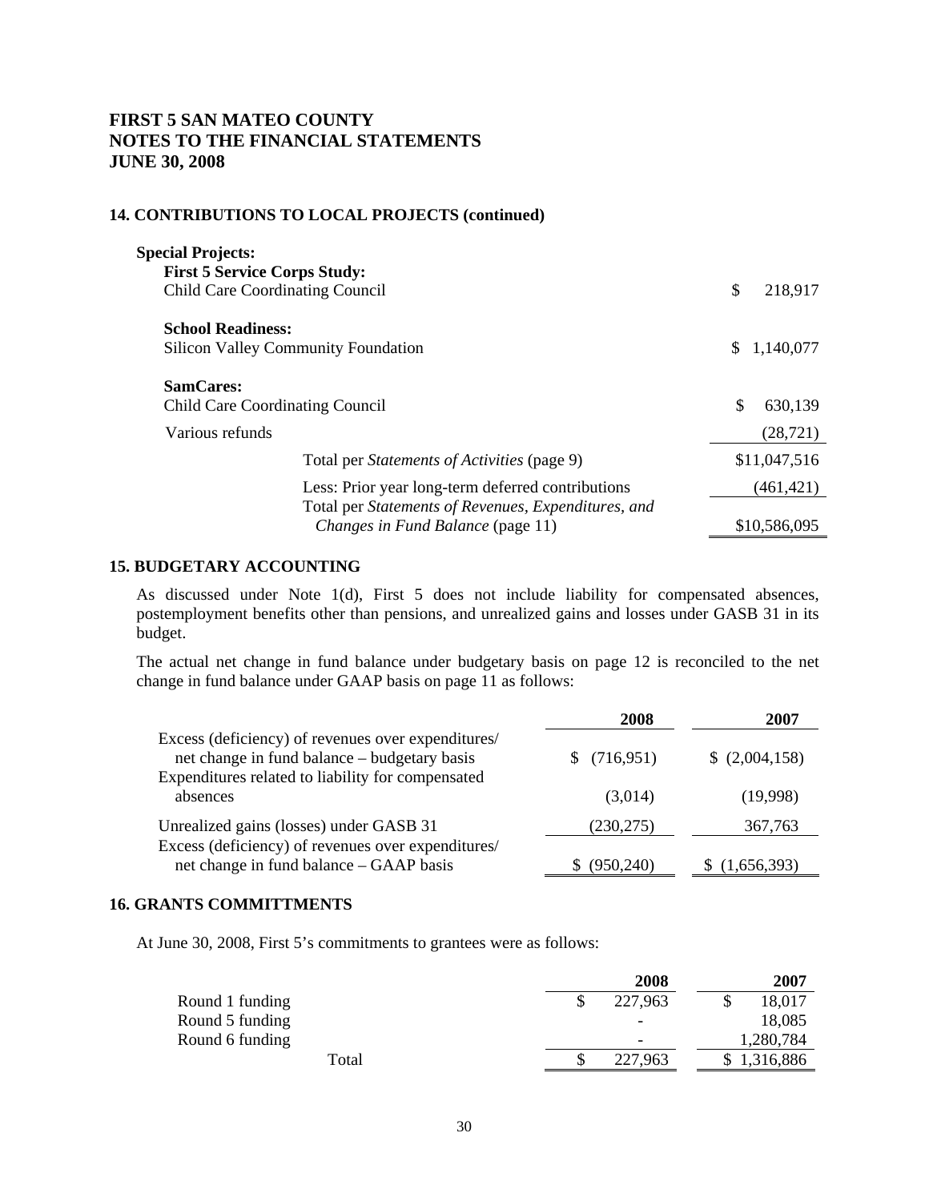**FIRST 5 SAN MATEO COUNTY**
**NOTES TO THE FINANCIAL STATEMENTS**
**JUNE 30, 2008**

## 14. CONTRIBUTIONS TO LOCAL PROJECTS (continued)

| | |
|---|---|
| **Special Projects:** | |
| **First 5 Service Corps Study:** | |
| Child Care Coordinating Council | $ 218,917 |
| **School Readiness:** | |
| Silicon Valley Community Foundation | $ 1,140,077 |
| **SamCares:** | |
| Child Care Coordinating Council | $ 630,139 |
| Various refunds | (28,721) |
| Total per *Statements of Activities* (page 9) | $11,047,516 |
| Less: Prior year long-term deferred contributions | (461,421) |
| Total per *Statements of Revenues, Expenditures, and Changes in Fund Balance* (page 11) | $10,586,095 |

## 15. BUDGETARY ACCOUNTING

As discussed under Note 1(d), First 5 does not include liability for compensated absences, postemployment benefits other than pensions, and unrealized gains and losses under GASB 31 in its budget.

The actual net change in fund balance under budgetary basis on page 12 is reconciled to the net change in fund balance under GAAP basis on page 11 as follows:

| | 2008 | 2007 |
|---|---|---|
| Excess (deficiency) of revenues over expenditures/ net change in fund balance – budgetary basis | $ (716,951) | $ (2,004,158) |
| Expenditures related to liability for compensated absences | (3,014) | (19,998) |
| Unrealized gains (losses) under GASB 31 | (230,275) | 367,763 |
| Excess (deficiency) of revenues over expenditures/ net change in fund balance – GAAP basis | $ (950,240) | $ (1,656,393) |

## 16. GRANTS COMMITTMENTS

At June 30, 2008, First 5's commitments to grantees were as follows:

| | 2008 | 2007 |
|---|---|---|
| Round 1 funding | $ 227,963 | $ 18,017 |
| Round 5 funding | - | 18,085 |
| Round 6 funding | - | 1,280,784 |
| Total | $ 227,963 | $ 1,316,886 |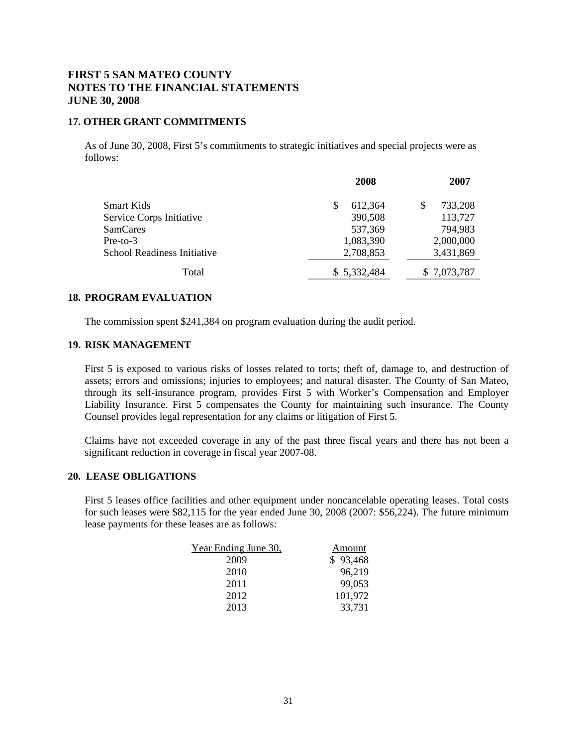**FIRST 5 SAN MATEO COUNTY**
**NOTES TO THE FINANCIAL STATEMENTS**
**JUNE 30, 2008**

## 17. OTHER GRANT COMMITMENTS

As of June 30, 2008, First 5's commitments to strategic initiatives and special projects were as follows:

| | 2008 | 2007 |
|---|---|---|
| Smart Kids | $ 612,364 | $ 733,208 |
| Service Corps Initiative | 390,508 | 113,727 |
| SamCares | 537,369 | 794,983 |
| Pre-to-3 | 1,083,390 | 2,000,000 |
| School Readiness Initiative | 2,708,853 | 3,431,869 |
| Total | $ 5,332,484 | $ 7,073,787 |

## 18. PROGRAM EVALUATION

The commission spent $241,384 on program evaluation during the audit period.

## 19. RISK MANAGEMENT

First 5 is exposed to various risks of losses related to torts; theft of, damage to, and destruction of assets; errors and omissions; injuries to employees; and natural disaster. The County of San Mateo, through its self-insurance program, provides First 5 with Worker's Compensation and Employer Liability Insurance. First 5 compensates the County for maintaining such insurance. The County Counsel provides legal representation for any claims or litigation of First 5.

Claims have not exceeded coverage in any of the past three fiscal years and there has not been a significant reduction in coverage in fiscal year 2007-08.

## 20. LEASE OBLIGATIONS

First 5 leases office facilities and other equipment under noncancelable operating leases. Total costs for such leases were $82,115 for the year ended June 30, 2008 (2007: $56,224). The future minimum lease payments for these leases are as follows:

| Year Ending June 30, | Amount |
|---|---|
| 2009 | $ 93,468 |
| 2010 | 96,219 |
| 2011 | 99,053 |
| 2012 | 101,972 |
| 2013 | 33,731 |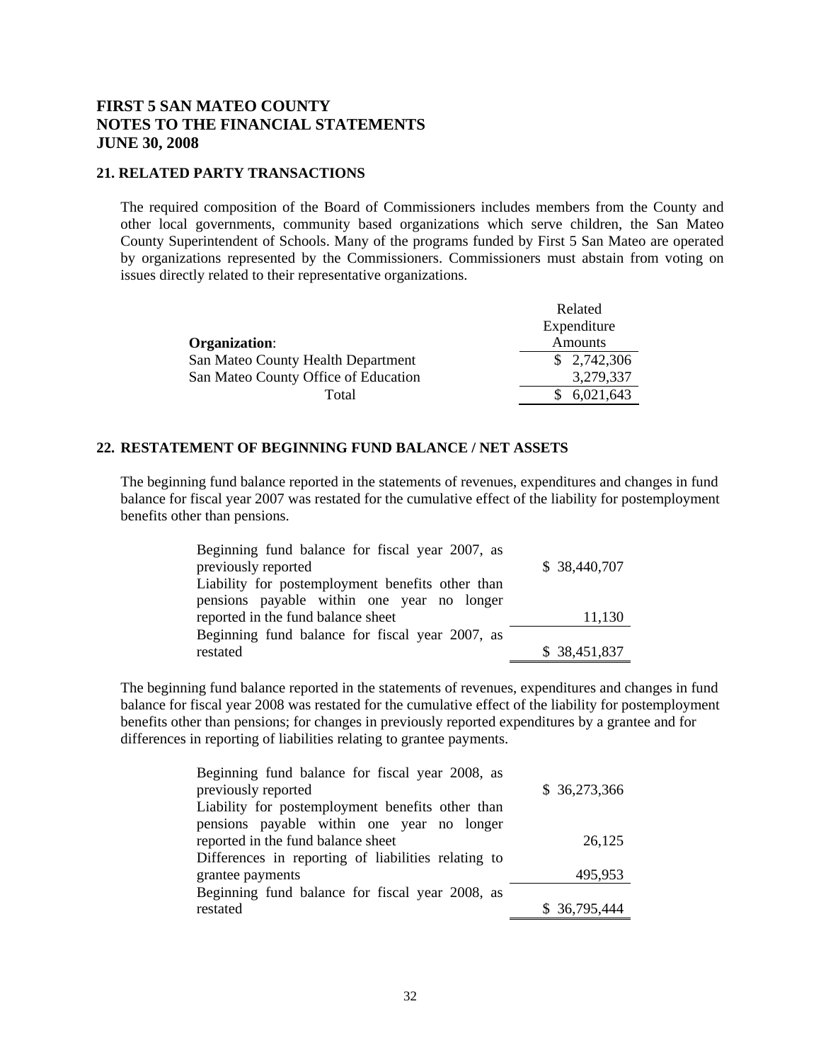# FIRST 5 SAN MATEO COUNTY
# NOTES TO THE FINANCIAL STATEMENTS
# JUNE 30, 2008

## 21. RELATED PARTY TRANSACTIONS

The required composition of the Board of Commissioners includes members from the County and other local governments, community based organizations which serve children, the San Mateo County Superintendent of Schools. Many of the programs funded by First 5 San Mateo are operated by organizations represented by the Commissioners. Commissioners must abstain from voting on issues directly related to their representative organizations.

| **Organization**: | Related Expenditure Amounts |
|---|---|
| San Mateo County Health Department | $ 2,742,306 |
| San Mateo County Office of Education | 3,279,337 |
| Total | $ 6,021,643 |

## 22. RESTATEMENT OF BEGINNING FUND BALANCE / NET ASSETS

The beginning fund balance reported in the statements of revenues, expenditures and changes in fund balance for fiscal year 2007 was restated for the cumulative effect of the liability for postemployment benefits other than pensions.

| | |
|---|---|
| Beginning fund balance for fiscal year 2007, as previously reported | $ 38,440,707 |
| Liability for postemployment benefits other than pensions payable within one year no longer reported in the fund balance sheet | 11,130 |
| Beginning fund balance for fiscal year 2007, as restated | $ 38,451,837 |

The beginning fund balance reported in the statements of revenues, expenditures and changes in fund balance for fiscal year 2008 was restated for the cumulative effect of the liability for postemployment benefits other than pensions; for changes in previously reported expenditures by a grantee and for differences in reporting of liabilities relating to grantee payments.

| | |
|---|---|
| Beginning fund balance for fiscal year 2008, as previously reported | $ 36,273,366 |
| Liability for postemployment benefits other than pensions payable within one year no longer reported in the fund balance sheet | 26,125 |
| Differences in reporting of liabilities relating to grantee payments | 495,953 |
| Beginning fund balance for fiscal year 2008, as restated | $ 36,795,444 |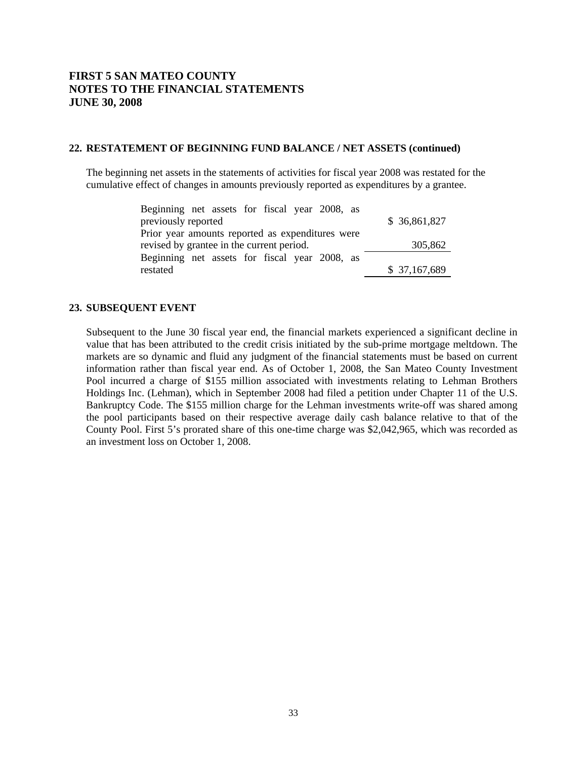# FIRST 5 SAN MATEO COUNTY
# NOTES TO THE FINANCIAL STATEMENTS
# JUNE 30, 2008

## 22. RESTATEMENT OF BEGINNING FUND BALANCE / NET ASSETS (continued)

The beginning net assets in the statements of activities for fiscal year 2008 was restated for the cumulative effect of changes in amounts previously reported as expenditures by a grantee.

| | |
|---|---|
| Beginning net assets for fiscal year 2008, as previously reported | $ 36,861,827 |
| Prior year amounts reported as expenditures were revised by grantee in the current period. | 305,862 |
| Beginning net assets for fiscal year 2008, as restated | $ 37,167,689 |

## 23. SUBSEQUENT EVENT

Subsequent to the June 30 fiscal year end, the financial markets experienced a significant decline in value that has been attributed to the credit crisis initiated by the sub-prime mortgage meltdown. The markets are so dynamic and fluid any judgment of the financial statements must be based on current information rather than fiscal year end. As of October 1, 2008, the San Mateo County Investment Pool incurred a charge of $155 million associated with investments relating to Lehman Brothers Holdings Inc. (Lehman), which in September 2008 had filed a petition under Chapter 11 of the U.S. Bankruptcy Code. The $155 million charge for the Lehman investments write-off was shared among the pool participants based on their respective average daily cash balance relative to that of the County Pool. First 5's prorated share of this one-time charge was $2,042,965, which was recorded as an investment loss on October 1, 2008.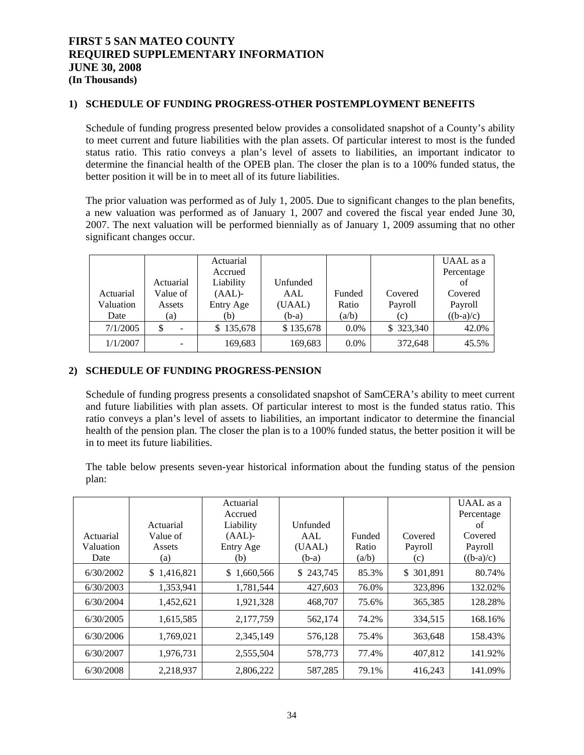# FIRST 5 SAN MATEO COUNTY
# REQUIRED SUPPLEMENTARY INFORMATION
# JUNE 30, 2008
**(In Thousands)**

## 1) SCHEDULE OF FUNDING PROGRESS-OTHER POSTEMPLOYMENT BENEFITS

Schedule of funding progress presented below provides a consolidated snapshot of a County's ability to meet current and future liabilities with the plan assets. Of particular interest to most is the funded status ratio. This ratio conveys a plan's level of assets to liabilities, an important indicator to determine the financial health of the OPEB plan. The closer the plan is to a 100% funded status, the better position it will be in to meet all of its future liabilities.

The prior valuation was performed as of July 1, 2005. Due to significant changes to the plan benefits, a new valuation was performed as of January 1, 2007 and covered the fiscal year ended June 30, 2007. The next valuation will be performed biennially as of January 1, 2009 assuming that no other significant changes occur.

| Actuarial Valuation Date | Actuarial Value of Assets (a) | Actuarial Accrued Liability (AAL)- Entry Age (b) | Unfunded AAL (UAAL) (b-a) | Funded Ratio (a/b) | Covered Payroll (c) | UAAL as a Percentage of Covered Payroll ((b-a)/c) |
|---|---|---|---|---|---|---|
| 7/1/2005 | $ - | $ 135,678 | $ 135,678 | 0.0% | $ 323,340 | 42.0% |
| 1/1/2007 | - | 169,683 | 169,683 | 0.0% | 372,648 | 45.5% |

## 2) SCHEDULE OF FUNDING PROGRESS-PENSION

Schedule of funding progress presents a consolidated snapshot of SamCERA's ability to meet current and future liabilities with plan assets. Of particular interest to most is the funded status ratio. This ratio conveys a plan's level of assets to liabilities, an important indicator to determine the financial health of the pension plan. The closer the plan is to a 100% funded status, the better position it will be in to meet its future liabilities.

The table below presents seven-year historical information about the funding status of the pension plan:

| Actuarial Valuation Date | Actuarial Value of Assets (a) | Actuarial Accrued Liability (AAL)- Entry Age (b) | Unfunded AAL (UAAL) (b-a) | Funded Ratio (a/b) | Covered Payroll (c) | UAAL as a Percentage of Covered Payroll ((b-a)/c) |
|---|---|---|---|---|---|---|
| 6/30/2002 | $ 1,416,821 | $ 1,660,566 | $ 243,745 | 85.3% | $ 301,891 | 80.74% |
| 6/30/2003 | 1,353,941 | 1,781,544 | 427,603 | 76.0% | 323,896 | 132.02% |
| 6/30/2004 | 1,452,621 | 1,921,328 | 468,707 | 75.6% | 365,385 | 128.28% |
| 6/30/2005 | 1,615,585 | 2,177,759 | 562,174 | 74.2% | 334,515 | 168.16% |
| 6/30/2006 | 1,769,021 | 2,345,149 | 576,128 | 75.4% | 363,648 | 158.43% |
| 6/30/2007 | 1,976,731 | 2,555,504 | 578,773 | 77.4% | 407,812 | 141.92% |
| 6/30/2008 | 2,218,937 | 2,806,222 | 587,285 | 79.1% | 416,243 | 141.09% |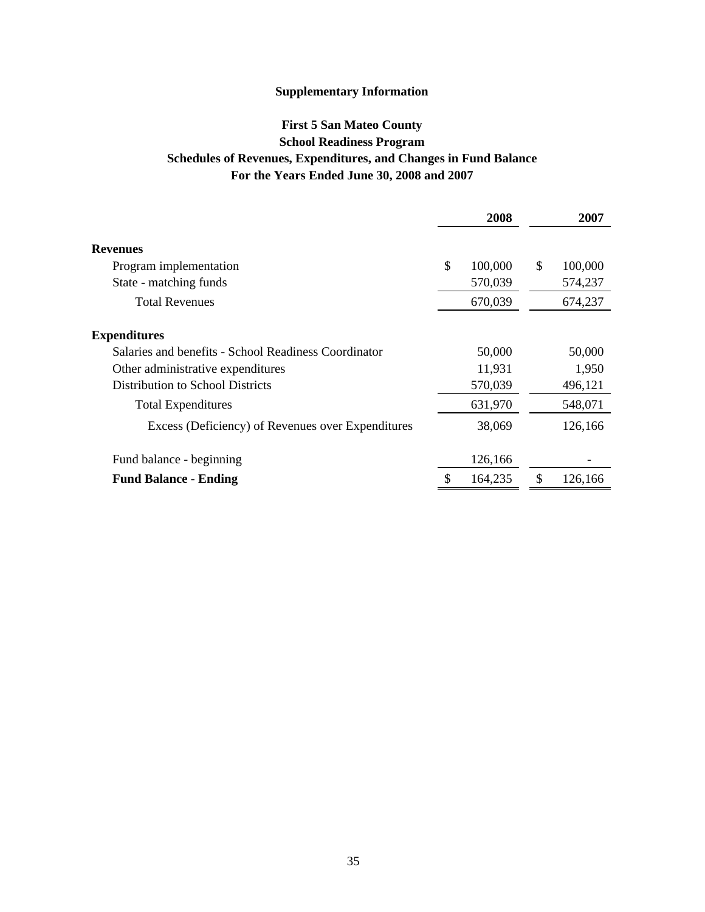**Supplementary Information**

**First 5 San Mateo County**
**School Readiness Program**
**Schedules of Revenues, Expenditures, and Changes in Fund Balance**
**For the Years Ended June 30, 2008 and 2007**

| | 2008 | 2007 |
|---|---|---|
| **Revenues** | | |
| Program implementation | $ 100,000 | $ 100,000 |
| State - matching funds | 570,039 | 574,237 |
| Total Revenues | 670,039 | 674,237 |
| **Expenditures** | | |
| Salaries and benefits - School Readiness Coordinator | 50,000 | 50,000 |
| Other administrative expenditures | 11,931 | 1,950 |
| Distribution to School Districts | 570,039 | 496,121 |
| Total Expenditures | 631,970 | 548,071 |
| Excess (Deficiency) of Revenues over Expenditures | 38,069 | 126,166 |
| Fund balance - beginning | 126,166 | - |
| **Fund Balance - Ending** | $ 164,235 | $ 126,166 |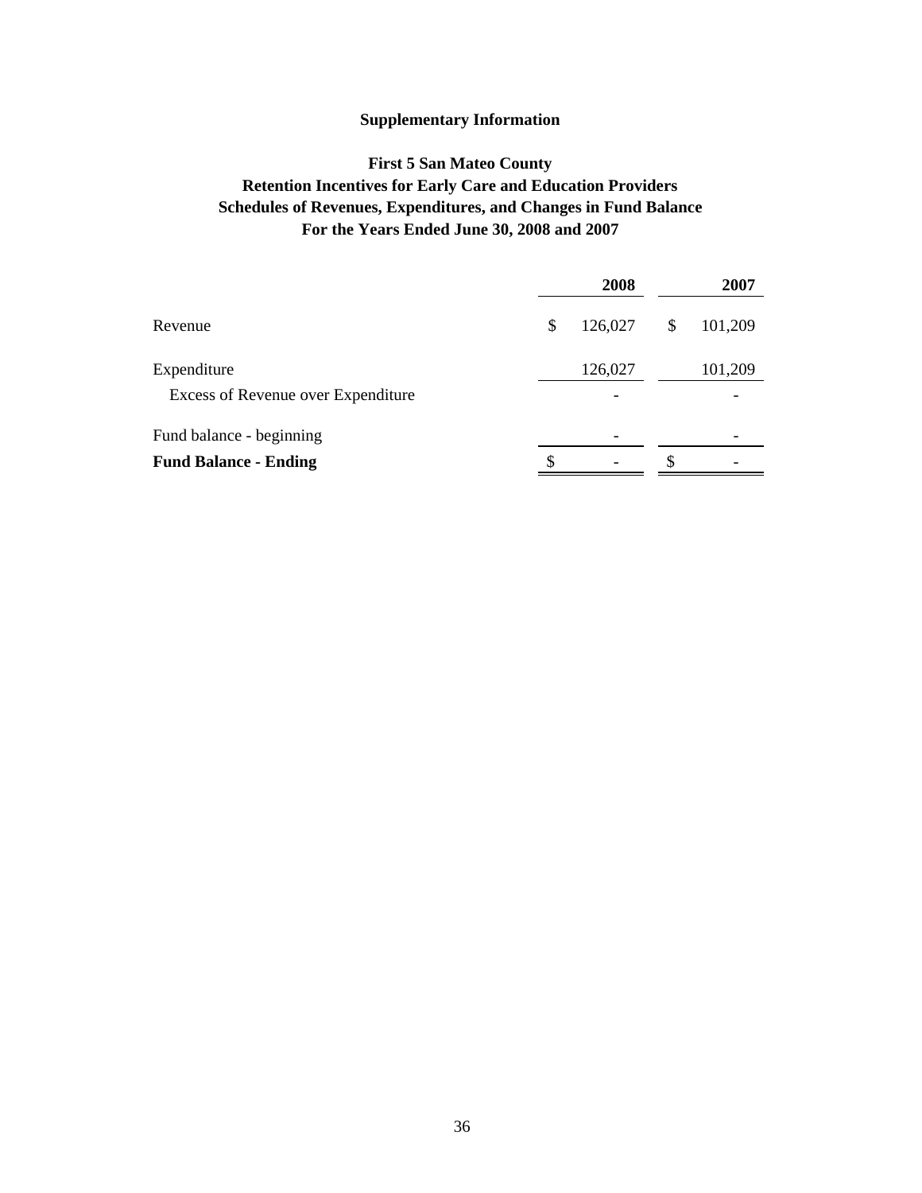**Supplementary Information**

**First 5 San Mateo County**
**Retention Incentives for Early Care and Education Providers**
**Schedules of Revenues, Expenditures, and Changes in Fund Balance**
**For the Years Ended June 30, 2008 and 2007**

| | **2008** | **2007** |
|---|---|---|
| Revenue | $ 126,027 | $ 101,209 |
| Expenditure | 126,027 | 101,209 |
| Excess of Revenue over Expenditure | - | - |
| Fund balance - beginning | - | - |
| **Fund Balance - Ending** | $ - | $ - |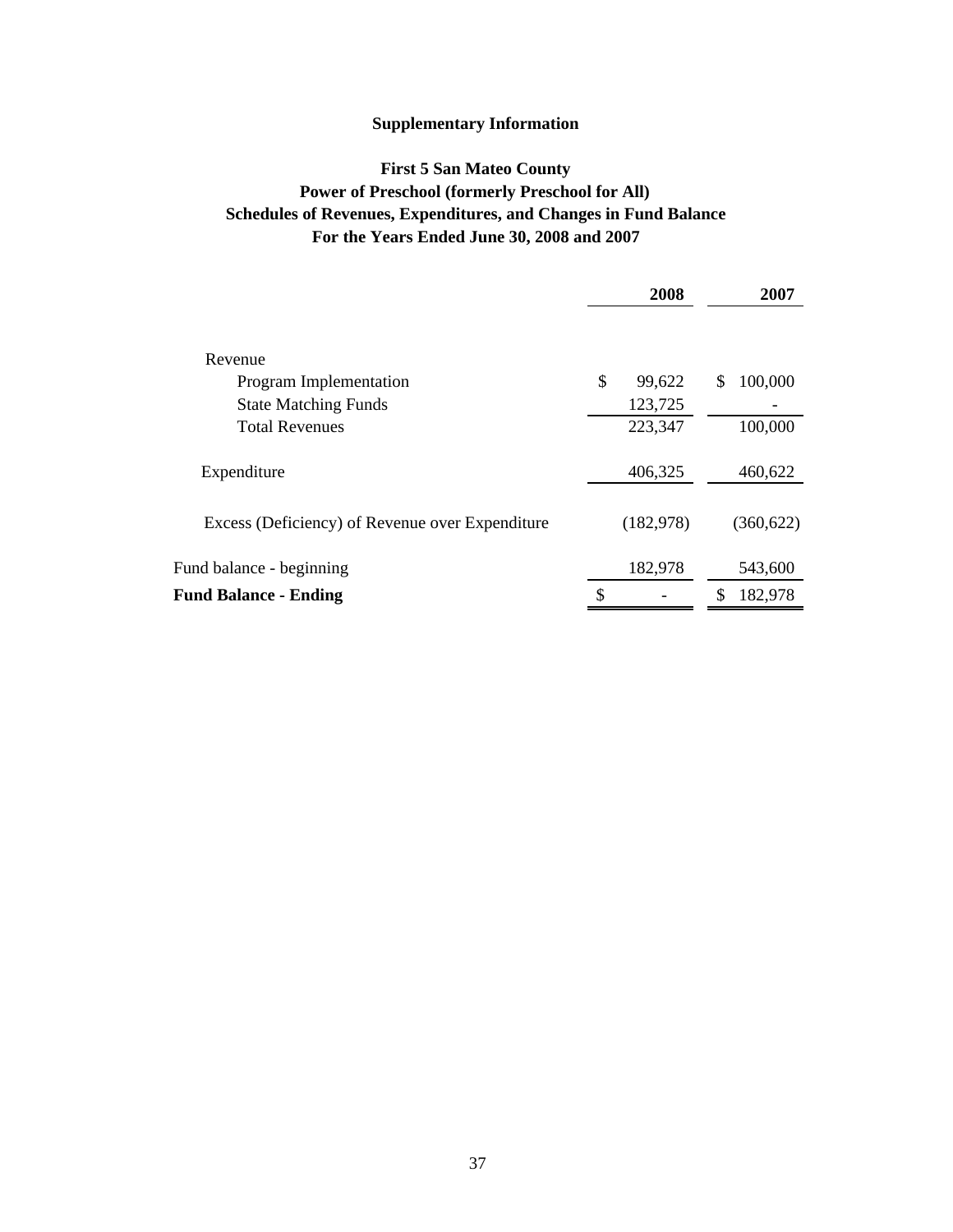## Supplementary Information

### First 5 San Mateo County
### Power of Preschool (formerly Preschool for All)
### Schedules of Revenues, Expenditures, and Changes in Fund Balance
### For the Years Ended June 30, 2008 and 2007

| | 2008 | 2007 |
|---|---|---|
| Revenue | | |
| Program Implementation | $ 99,622 | $ 100,000 |
| State Matching Funds | 123,725 | - |
| Total Revenues | 223,347 | 100,000 |
| Expenditure | 406,325 | 460,622 |
| Excess (Deficiency) of Revenue over Expenditure | (182,978) | (360,622) |
| Fund balance - beginning | 182,978 | 543,600 |
| **Fund Balance - Ending** | $ - | $ 182,978 |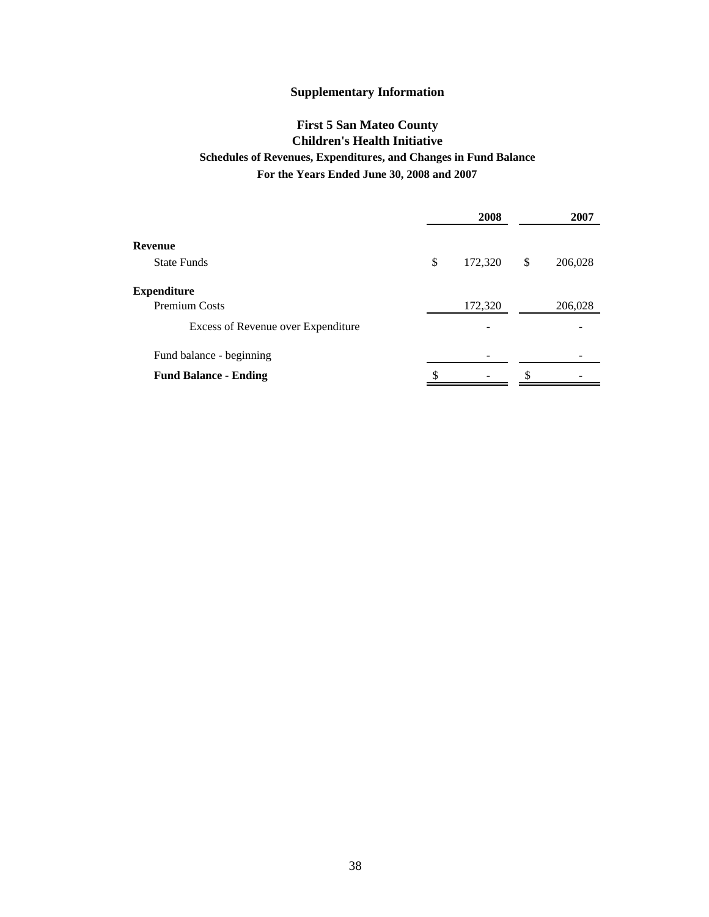## Supplementary Information

### First 5 San Mateo County
### Children's Health Initiative
**Schedules of Revenues, Expenditures, and Changes in Fund Balance**

**For the Years Ended June 30, 2008 and 2007**

| | 2008 | 2007 |
|---|---|---|
| **Revenue** | | |
| State Funds | $ 172,320 | $ 206,028 |
| **Expenditure** | | |
| Premium Costs | 172,320 | 206,028 |
| Excess of Revenue over Expenditure | - | - |
| Fund balance - beginning | - | - |
| **Fund Balance - Ending** | $ - | $ - |